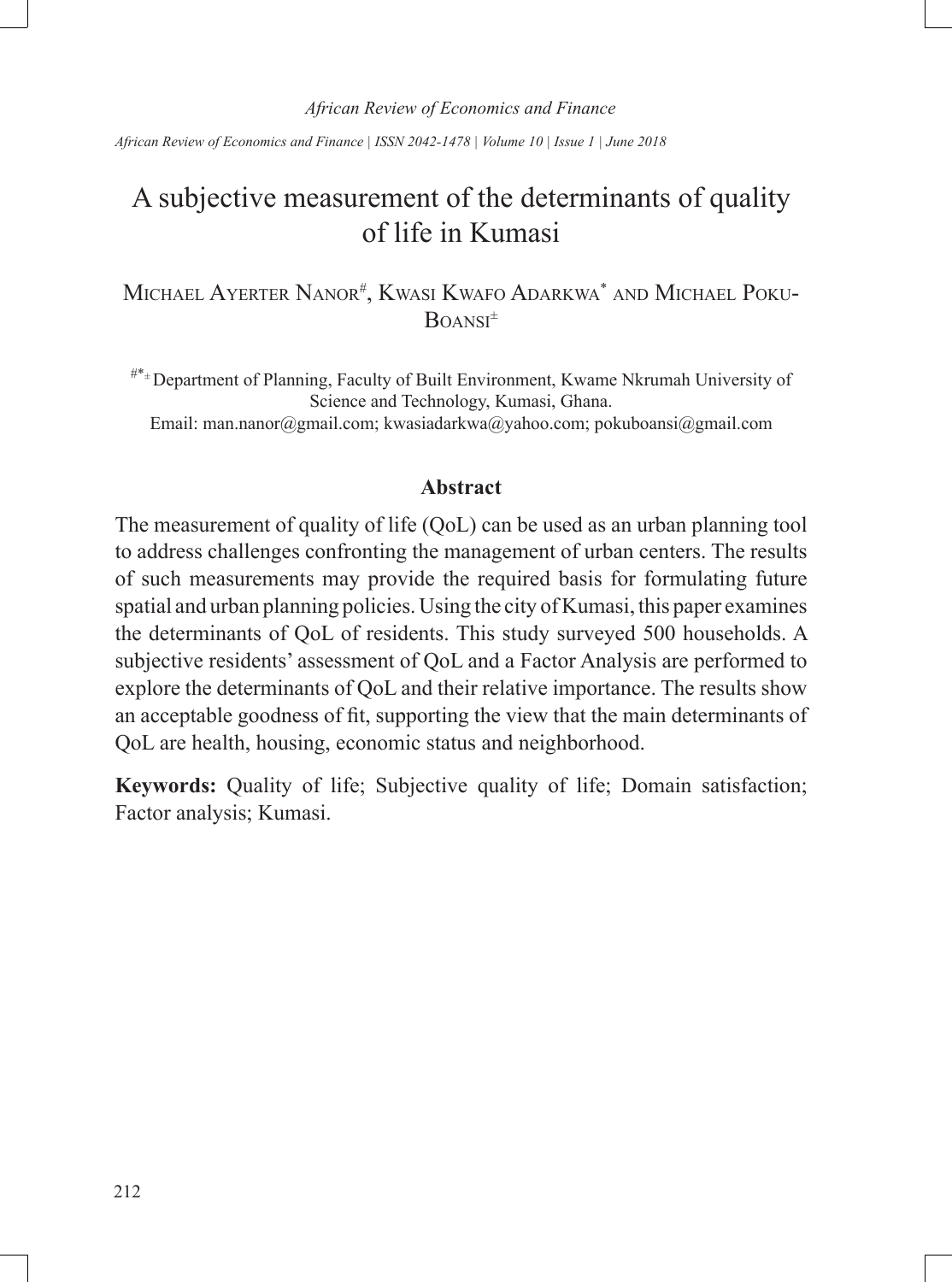# A subjective measurement of the determinants of quality of life in Kumasi

Michael Ayerter Nanor[#], Kwasi Kwafo Adarkwa[*] and Michael Poku-Boansi[±]

[#*±] Department of Planning, Faculty of Built Environment, Kwame Nkrumah University of Science and Technology, Kumasi, Ghana.
Email: man.nanor@gmail.com; kwasiadarkwa@yahoo.com; pokuboansi@gmail.com

## Abstract

The measurement of quality of life (QoL) can be used as an urban planning tool to address challenges confronting the management of urban centers. The results of such measurements may provide the required basis for formulating future spatial and urban planning policies. Using the city of Kumasi, this paper examines the determinants of QoL of residents. This study surveyed 500 households. A subjective residents' assessment of QoL and a Factor Analysis are performed to explore the determinants of QoL and their relative importance. The results show an acceptable goodness of fit, supporting the view that the main determinants of QoL are health, housing, economic status and neighborhood.

**Keywords:** Quality of life; Subjective quality of life; Domain satisfaction; Factor analysis; Kumasi.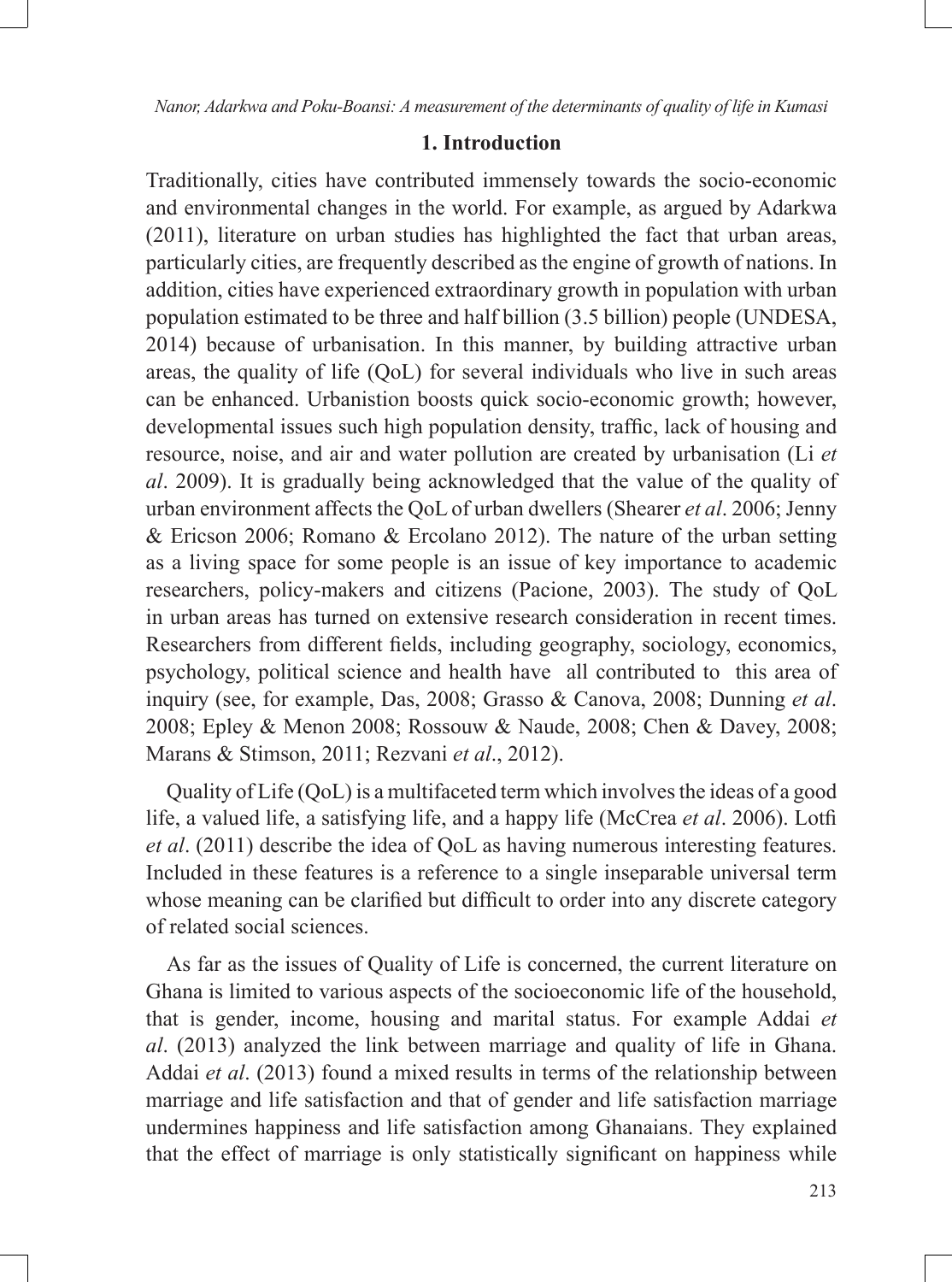## 1. Introduction

Traditionally, cities have contributed immensely towards the socio-economic and environmental changes in the world. For example, as argued by Adarkwa (2011), literature on urban studies has highlighted the fact that urban areas, particularly cities, are frequently described as the engine of growth of nations. In addition, cities have experienced extraordinary growth in population with urban population estimated to be three and half billion (3.5 billion) people (UNDESA, 2014) because of urbanisation. In this manner, by building attractive urban areas, the quality of life (QoL) for several individuals who live in such areas can be enhanced. Urbanistion boosts quick socio-economic growth; however, developmental issues such high population density, traffic, lack of housing and resource, noise, and air and water pollution are created by urbanisation (Li *et al*. 2009). It is gradually being acknowledged that the value of the quality of urban environment affects the QoL of urban dwellers (Shearer *et al*. 2006; Jenny & Ericson 2006; Romano & Ercolano 2012). The nature of the urban setting as a living space for some people is an issue of key importance to academic researchers, policy-makers and citizens (Pacione, 2003). The study of QoL in urban areas has turned on extensive research consideration in recent times. Researchers from different fields, including geography, sociology, economics, psychology, political science and health have all contributed to this area of inquiry (see, for example, Das, 2008; Grasso & Canova, 2008; Dunning *et al*. 2008; Epley & Menon 2008; Rossouw & Naude, 2008; Chen & Davey, 2008; Marans & Stimson, 2011; Rezvani *et al*., 2012).

Quality of Life (QoL) is a multifaceted term which involves the ideas of a good life, a valued life, a satisfying life, and a happy life (McCrea *et al*. 2006). Lotfi *et al*. (2011) describe the idea of QoL as having numerous interesting features. Included in these features is a reference to a single inseparable universal term whose meaning can be clarified but difficult to order into any discrete category of related social sciences.

As far as the issues of Quality of Life is concerned, the current literature on Ghana is limited to various aspects of the socioeconomic life of the household, that is gender, income, housing and marital status. For example Addai *et al*. (2013) analyzed the link between marriage and quality of life in Ghana. Addai *et al*. (2013) found a mixed results in terms of the relationship between marriage and life satisfaction and that of gender and life satisfaction marriage undermines happiness and life satisfaction among Ghanaians. They explained that the effect of marriage is only statistically significant on happiness while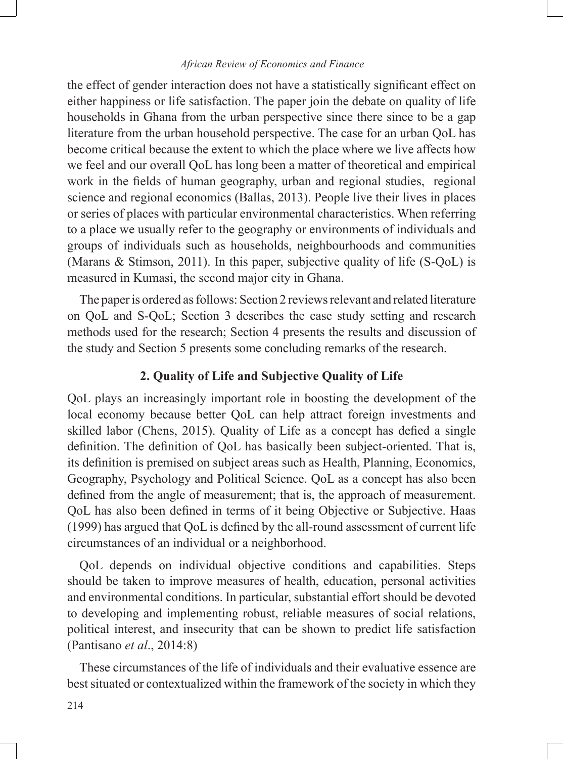the effect of gender interaction does not have a statistically significant effect on either happiness or life satisfaction. The paper join the debate on quality of life households in Ghana from the urban perspective since there since to be a gap literature from the urban household perspective. The case for an urban QoL has become critical because the extent to which the place where we live affects how we feel and our overall QoL has long been a matter of theoretical and empirical work in the fields of human geography, urban and regional studies, regional science and regional economics (Ballas, 2013). People live their lives in places or series of places with particular environmental characteristics. When referring to a place we usually refer to the geography or environments of individuals and groups of individuals such as households, neighbourhoods and communities (Marans & Stimson, 2011). In this paper, subjective quality of life (S-QoL) is measured in Kumasi, the second major city in Ghana.

The paper is ordered as follows: Section 2 reviews relevant and related literature on QoL and S-QoL; Section 3 describes the case study setting and research methods used for the research; Section 4 presents the results and discussion of the study and Section 5 presents some concluding remarks of the research.

## 2. Quality of Life and Subjective Quality of Life

QoL plays an increasingly important role in boosting the development of the local economy because better QoL can help attract foreign investments and skilled labor (Chens, 2015). Quality of Life as a concept has defied a single definition. The definition of QoL has basically been subject-oriented. That is, its definition is premised on subject areas such as Health, Planning, Economics, Geography, Psychology and Political Science. QoL as a concept has also been defined from the angle of measurement; that is, the approach of measurement. QoL has also been defined in terms of it being Objective or Subjective. Haas (1999) has argued that QoL is defined by the all-round assessment of current life circumstances of an individual or a neighborhood.

QoL depends on individual objective conditions and capabilities. Steps should be taken to improve measures of health, education, personal activities and environmental conditions. In particular, substantial effort should be devoted to developing and implementing robust, reliable measures of social relations, political interest, and insecurity that can be shown to predict life satisfaction (Pantisano *et al*., 2014:8)

These circumstances of the life of individuals and their evaluative essence are best situated or contextualized within the framework of the society in which they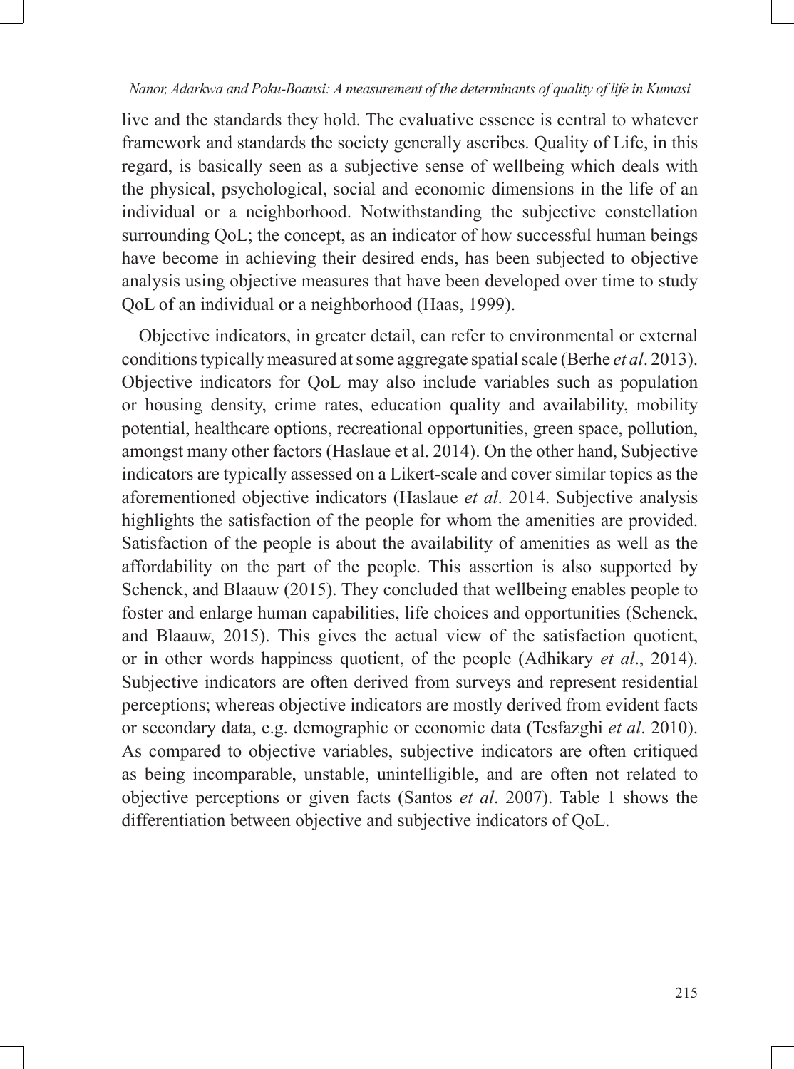live and the standards they hold. The evaluative essence is central to whatever framework and standards the society generally ascribes. Quality of Life, in this regard, is basically seen as a subjective sense of wellbeing which deals with the physical, psychological, social and economic dimensions in the life of an individual or a neighborhood. Notwithstanding the subjective constellation surrounding QoL; the concept, as an indicator of how successful human beings have become in achieving their desired ends, has been subjected to objective analysis using objective measures that have been developed over time to study QoL of an individual or a neighborhood (Haas, 1999).

Objective indicators, in greater detail, can refer to environmental or external conditions typically measured at some aggregate spatial scale (Berhe *et al*. 2013). Objective indicators for QoL may also include variables such as population or housing density, crime rates, education quality and availability, mobility potential, healthcare options, recreational opportunities, green space, pollution, amongst many other factors (Haslaue et al. 2014). On the other hand, Subjective indicators are typically assessed on a Likert-scale and cover similar topics as the aforementioned objective indicators (Haslaue *et al*. 2014. Subjective analysis highlights the satisfaction of the people for whom the amenities are provided. Satisfaction of the people is about the availability of amenities as well as the affordability on the part of the people. This assertion is also supported by Schenck, and Blaauw (2015). They concluded that wellbeing enables people to foster and enlarge human capabilities, life choices and opportunities (Schenck, and Blaauw, 2015). This gives the actual view of the satisfaction quotient, or in other words happiness quotient, of the people (Adhikary *et al*., 2014). Subjective indicators are often derived from surveys and represent residential perceptions; whereas objective indicators are mostly derived from evident facts or secondary data, e.g. demographic or economic data (Tesfazghi *et al*. 2010). As compared to objective variables, subjective indicators are often critiqued as being incomparable, unstable, unintelligible, and are often not related to objective perceptions or given facts (Santos *et al*. 2007). Table 1 shows the differentiation between objective and subjective indicators of QoL.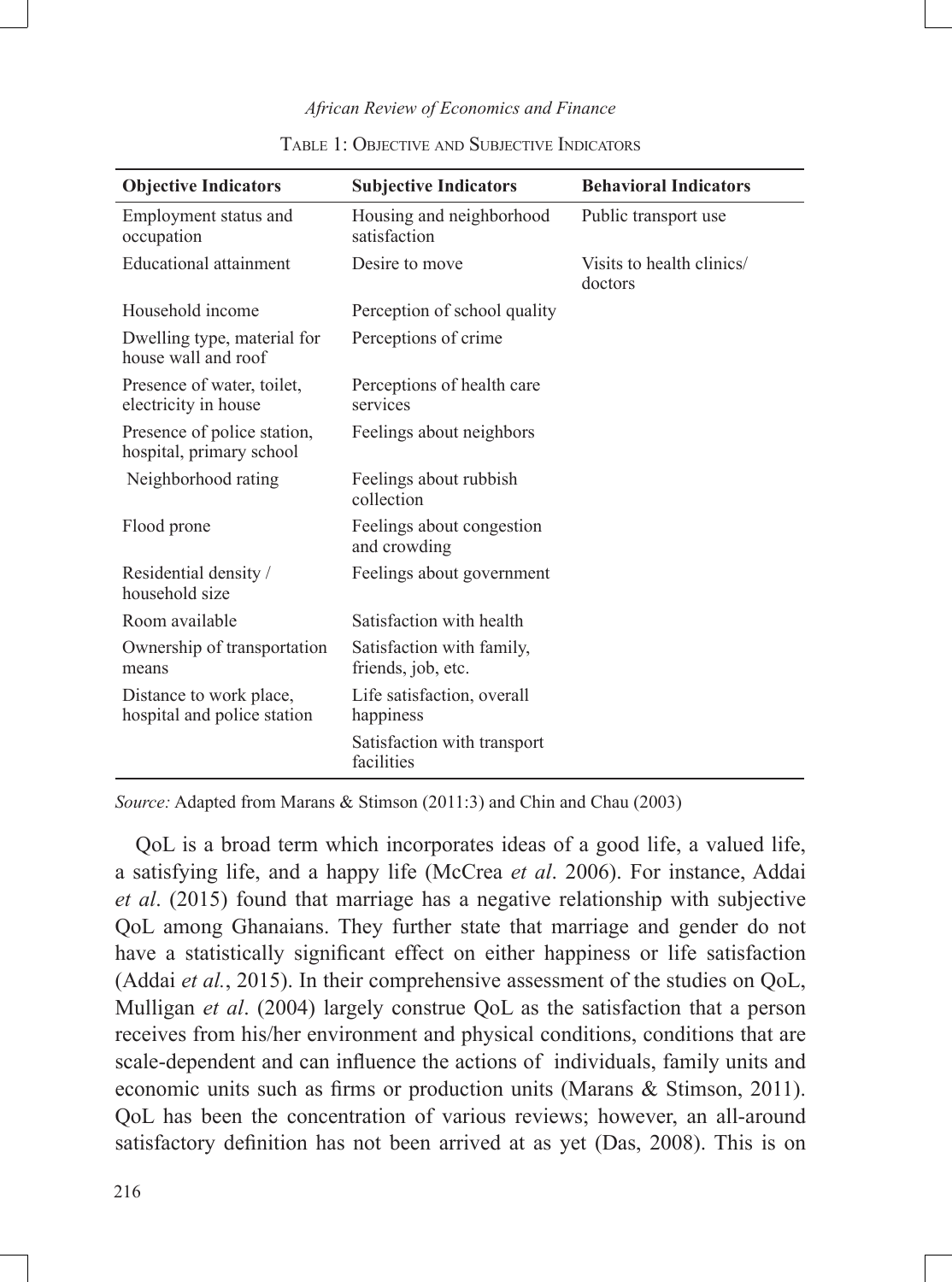Table 1: Objective and Subjective Indicators

| Objective Indicators | Subjective Indicators | Behavioral Indicators |
|---|---|---|
| Employment status and occupation | Housing and neighborhood satisfaction | Public transport use |
| Educational attainment | Desire to move | Visits to health clinics/ doctors |
| Household income | Perception of school quality | |
| Dwelling type, material for house wall and roof | Perceptions of crime | |
| Presence of water, toilet, electricity in house | Perceptions of health care services | |
| Presence of police station, hospital, primary school | Feelings about neighbors | |
| Neighborhood rating | Feelings about rubbish collection | |
| Flood prone | Feelings about congestion and crowding | |
| Residential density / household size | Feelings about government | |
| Room available | Satisfaction with health | |
| Ownership of transportation means | Satisfaction with family, friends, job, etc. | |
| Distance to work place, hospital and police station | Life satisfaction, overall happiness | |
| | Satisfaction with transport facilities | |

*Source:* Adapted from Marans & Stimson (2011:3) and Chin and Chau (2003)

QoL is a broad term which incorporates ideas of a good life, a valued life, a satisfying life, and a happy life (McCrea *et al*. 2006). For instance, Addai *et al*. (2015) found that marriage has a negative relationship with subjective QoL among Ghanaians. They further state that marriage and gender do not have a statistically significant effect on either happiness or life satisfaction (Addai *et al.*, 2015). In their comprehensive assessment of the studies on QoL, Mulligan *et al*. (2004) largely construe QoL as the satisfaction that a person receives from his/her environment and physical conditions, conditions that are scale-dependent and can influence the actions of individuals, family units and economic units such as firms or production units (Marans & Stimson, 2011). QoL has been the concentration of various reviews; however, an all-around satisfactory definition has not been arrived at as yet (Das, 2008). This is on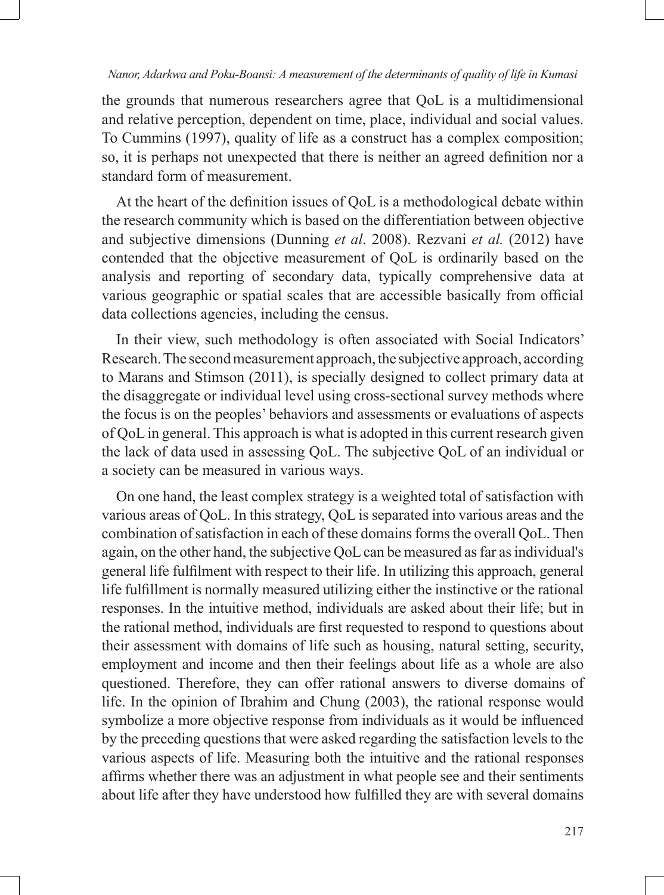the grounds that numerous researchers agree that QoL is a multidimensional and relative perception, dependent on time, place, individual and social values. To Cummins (1997), quality of life as a construct has a complex composition; so, it is perhaps not unexpected that there is neither an agreed definition nor a standard form of measurement.

At the heart of the definition issues of QoL is a methodological debate within the research community which is based on the differentiation between objective and subjective dimensions (Dunning *et al*. 2008). Rezvani *et al.* (2012) have contended that the objective measurement of QoL is ordinarily based on the analysis and reporting of secondary data, typically comprehensive data at various geographic or spatial scales that are accessible basically from official data collections agencies, including the census.

In their view, such methodology is often associated with Social Indicators' Research. The second measurement approach, the subjective approach, according to Marans and Stimson (2011), is specially designed to collect primary data at the disaggregate or individual level using cross-sectional survey methods where the focus is on the peoples' behaviors and assessments or evaluations of aspects of QoL in general. This approach is what is adopted in this current research given the lack of data used in assessing QoL. The subjective QoL of an individual or a society can be measured in various ways.

On one hand, the least complex strategy is a weighted total of satisfaction with various areas of QoL. In this strategy, QoL is separated into various areas and the combination of satisfaction in each of these domains forms the overall QoL. Then again, on the other hand, the subjective QoL can be measured as far as individual's general life fulfilment with respect to their life. In utilizing this approach, general life fulfillment is normally measured utilizing either the instinctive or the rational responses. In the intuitive method, individuals are asked about their life; but in the rational method, individuals are first requested to respond to questions about their assessment with domains of life such as housing, natural setting, security, employment and income and then their feelings about life as a whole are also questioned. Therefore, they can offer rational answers to diverse domains of life. In the opinion of Ibrahim and Chung (2003), the rational response would symbolize a more objective response from individuals as it would be influenced by the preceding questions that were asked regarding the satisfaction levels to the various aspects of life. Measuring both the intuitive and the rational responses affirms whether there was an adjustment in what people see and their sentiments about life after they have understood how fulfilled they are with several domains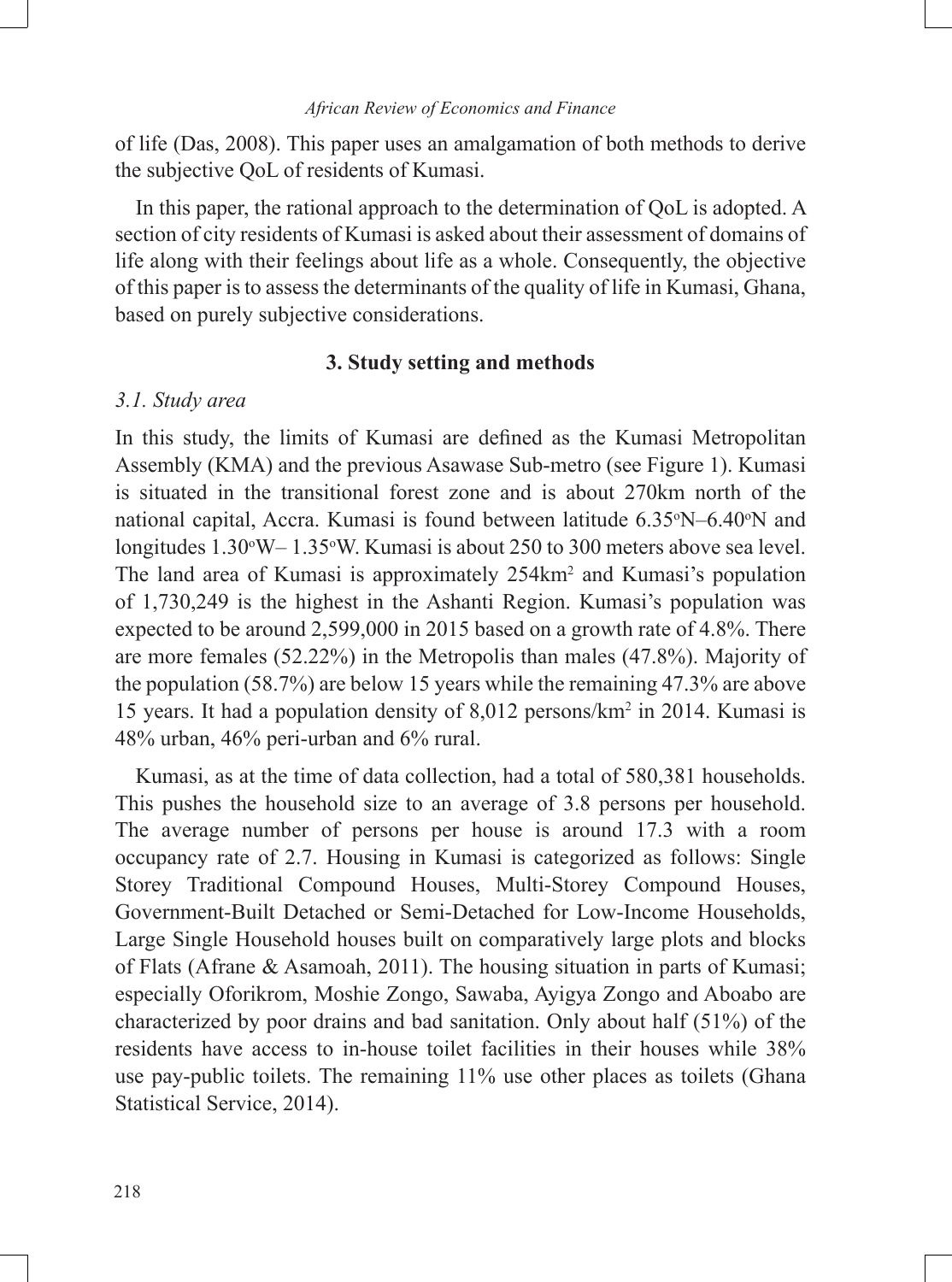of life (Das, 2008). This paper uses an amalgamation of both methods to derive the subjective QoL of residents of Kumasi.

In this paper, the rational approach to the determination of QoL is adopted. A section of city residents of Kumasi is asked about their assessment of domains of life along with their feelings about life as a whole. Consequently, the objective of this paper is to assess the determinants of the quality of life in Kumasi, Ghana, based on purely subjective considerations.

## 3. Study setting and methods

### *3.1. Study area*

In this study, the limits of Kumasi are defined as the Kumasi Metropolitan Assembly (KMA) and the previous Asawase Sub-metro (see Figure 1). Kumasi is situated in the transitional forest zone and is about 270km north of the national capital, Accra. Kumasi is found between latitude 6.35°N–6.40°N and longitudes 1.30°W– 1.35°W. Kumasi is about 250 to 300 meters above sea level. The land area of Kumasi is approximately $254km^2$ and Kumasi's population of 1,730,249 is the highest in the Ashanti Region. Kumasi's population was expected to be around 2,599,000 in 2015 based on a growth rate of 4.8%. There are more females (52.22%) in the Metropolis than males (47.8%). Majority of the population (58.7%) are below 15 years while the remaining 47.3% are above 15 years. It had a population density of 8,012 persons/$km^2$ in 2014. Kumasi is 48% urban, 46% peri-urban and 6% rural.

Kumasi, as at the time of data collection, had a total of 580,381 households. This pushes the household size to an average of 3.8 persons per household. The average number of persons per house is around 17.3 with a room occupancy rate of 2.7. Housing in Kumasi is categorized as follows: Single Storey Traditional Compound Houses, Multi-Storey Compound Houses, Government-Built Detached or Semi-Detached for Low-Income Households, Large Single Household houses built on comparatively large plots and blocks of Flats (Afrane & Asamoah, 2011). The housing situation in parts of Kumasi; especially Oforikrom, Moshie Zongo, Sawaba, Ayigya Zongo and Aboabo are characterized by poor drains and bad sanitation. Only about half (51%) of the residents have access to in-house toilet facilities in their houses while 38% use pay-public toilets. The remaining 11% use other places as toilets (Ghana Statistical Service, 2014).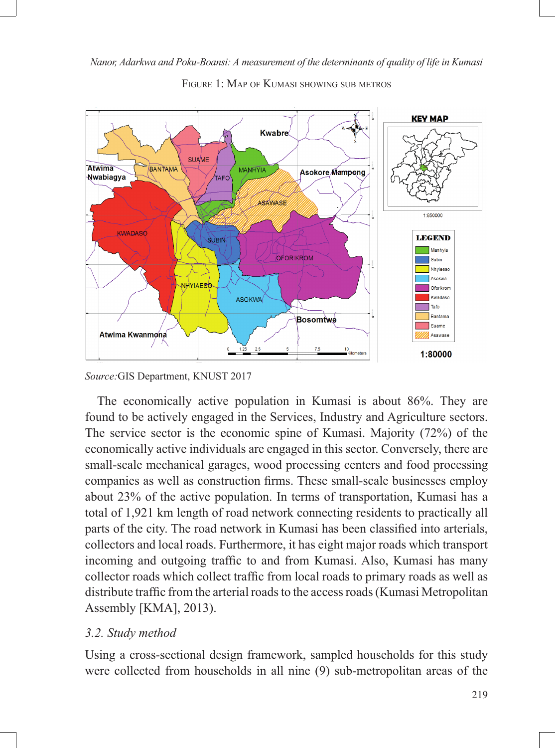Figure 1: Map of Kumasi showing sub metros

*Source:* GIS Department, KNUST 2017

The economically active population in Kumasi is about 86%. They are found to be actively engaged in the Services, Industry and Agriculture sectors. The service sector is the economic spine of Kumasi. Majority (72%) of the economically active individuals are engaged in this sector. Conversely, there are small-scale mechanical garages, wood processing centers and food processing companies as well as construction firms. These small-scale businesses employ about 23% of the active population. In terms of transportation, Kumasi has a total of 1,921 km length of road network connecting residents to practically all parts of the city. The road network in Kumasi has been classified into arterials, collectors and local roads. Furthermore, it has eight major roads which transport incoming and outgoing traffic to and from Kumasi. Also, Kumasi has many collector roads which collect traffic from local roads to primary roads as well as distribute traffic from the arterial roads to the access roads (Kumasi Metropolitan Assembly [KMA], 2013).

### *3.2. Study method*

Using a cross-sectional design framework, sampled households for this study were collected from households in all nine (9) sub-metropolitan areas of the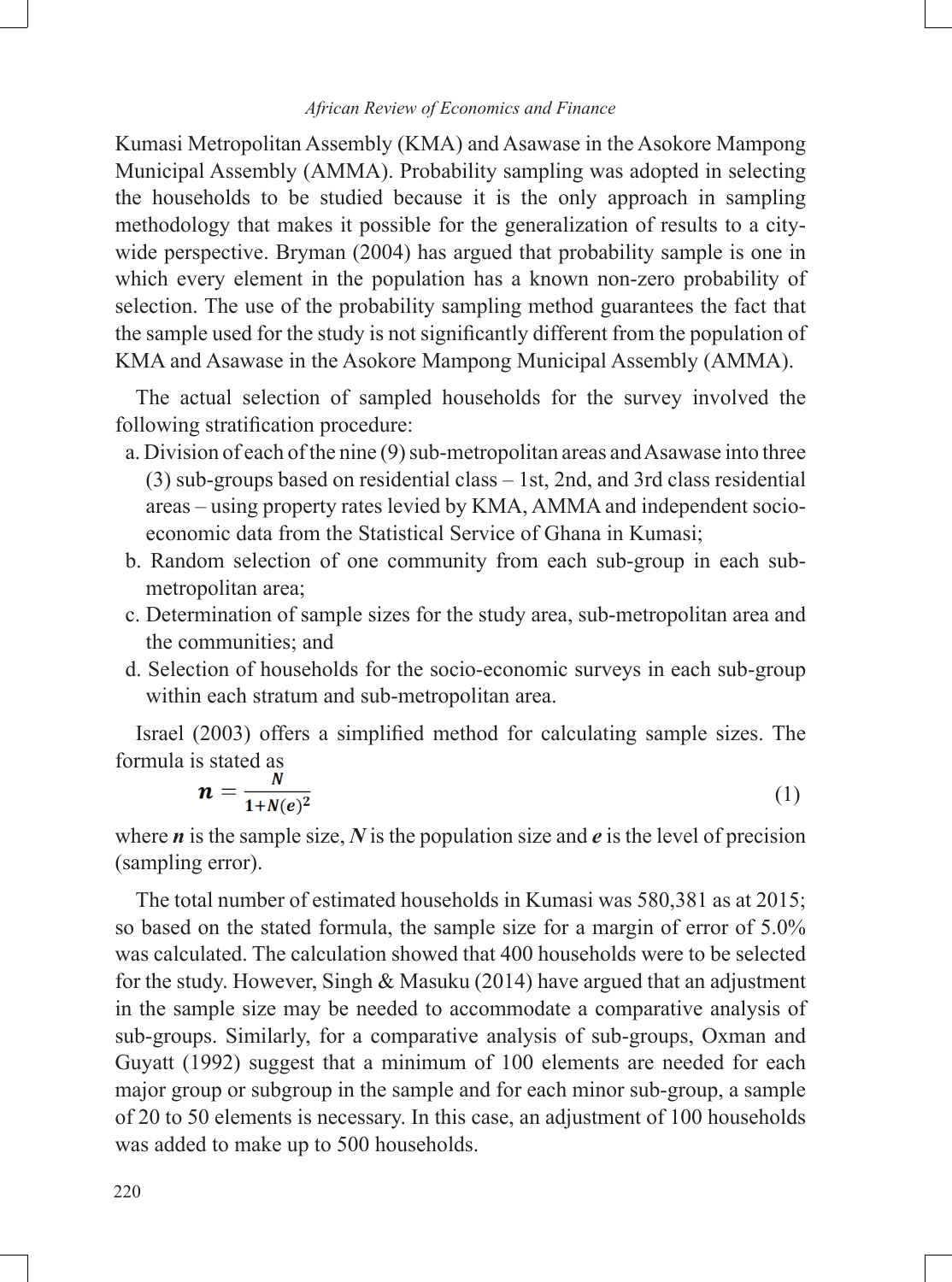Kumasi Metropolitan Assembly (KMA) and Asawase in the Asokore Mampong Municipal Assembly (AMMA). Probability sampling was adopted in selecting the households to be studied because it is the only approach in sampling methodology that makes it possible for the generalization of results to a city-wide perspective. Bryman (2004) has argued that probability sample is one in which every element in the population has a known non-zero probability of selection. The use of the probability sampling method guarantees the fact that the sample used for the study is not significantly different from the population of KMA and Asawase in the Asokore Mampong Municipal Assembly (AMMA).

The actual selection of sampled households for the survey involved the following stratification procedure:

a. Division of each of the nine (9) sub-metropolitan areas and Asawase into three (3) sub-groups based on residential class – 1st, 2nd, and 3rd class residential areas – using property rates levied by KMA, AMMA and independent socio-economic data from the Statistical Service of Ghana in Kumasi;

b. Random selection of one community from each sub-group in each sub-metropolitan area;

c. Determination of sample sizes for the study area, sub-metropolitan area and the communities; and

d. Selection of households for the socio-economic surveys in each sub-group within each stratum and sub-metropolitan area.

Israel (2003) offers a simplified method for calculating sample sizes. The formula is stated as

$$\boldsymbol{n} = \frac{\boldsymbol{N}}{\boldsymbol{1+N(e)^2}} \tag{1}$$

where $n$ is the sample size, $N$ is the population size and $e$ is the level of precision (sampling error).

The total number of estimated households in Kumasi was 580,381 as at 2015; so based on the stated formula, the sample size for a margin of error of 5.0% was calculated. The calculation showed that 400 households were to be selected for the study. However, Singh & Masuku (2014) have argued that an adjustment in the sample size may be needed to accommodate a comparative analysis of sub-groups. Similarly, for a comparative analysis of sub-groups, Oxman and Guyatt (1992) suggest that a minimum of 100 elements are needed for each major group or subgroup in the sample and for each minor sub-group, a sample of 20 to 50 elements is necessary. In this case, an adjustment of 100 households was added to make up to 500 households.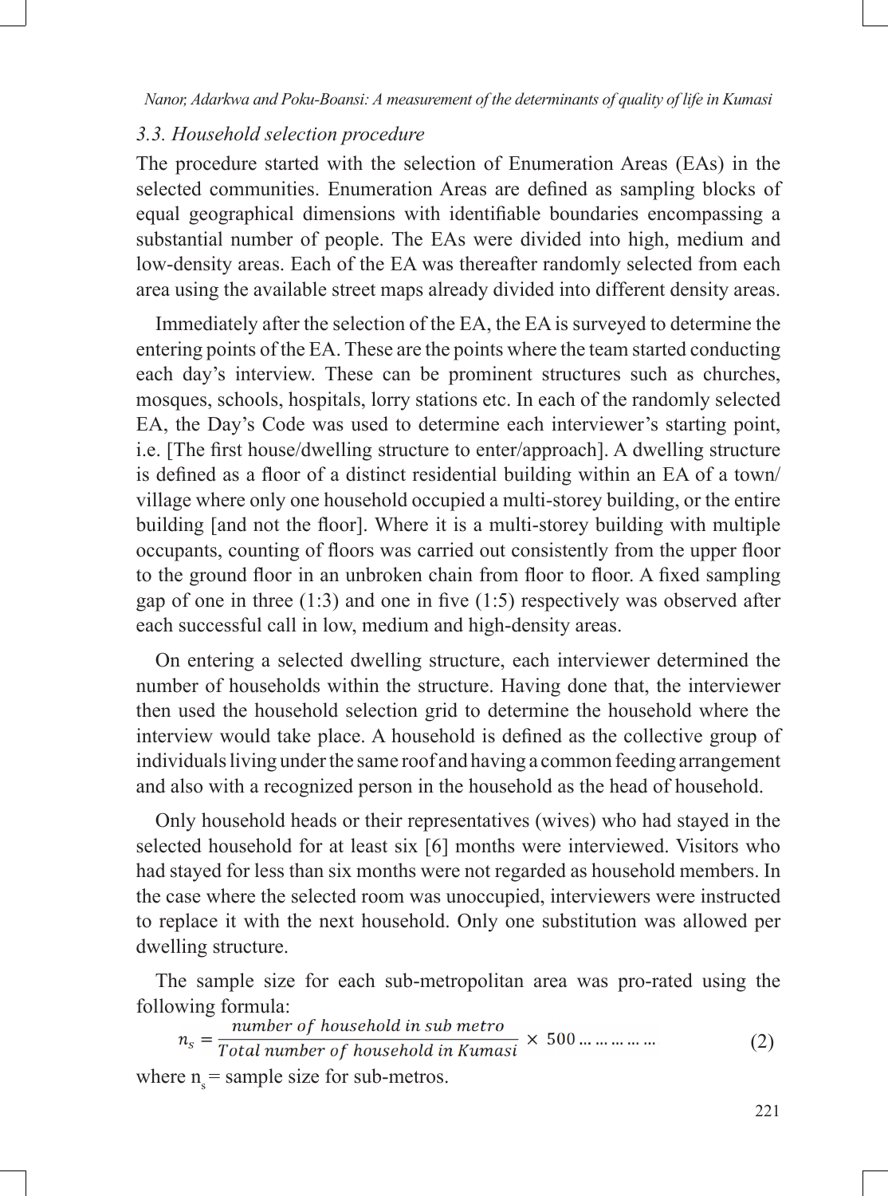### *3.3. Household selection procedure*

The procedure started with the selection of Enumeration Areas (EAs) in the selected communities. Enumeration Areas are defined as sampling blocks of equal geographical dimensions with identifiable boundaries encompassing a substantial number of people. The EAs were divided into high, medium and low-density areas. Each of the EA was thereafter randomly selected from each area using the available street maps already divided into different density areas.

Immediately after the selection of the EA, the EA is surveyed to determine the entering points of the EA. These are the points where the team started conducting each day's interview. These can be prominent structures such as churches, mosques, schools, hospitals, lorry stations etc. In each of the randomly selected EA, the Day's Code was used to determine each interviewer's starting point, i.e. [The first house/dwelling structure to enter/approach]. A dwelling structure is defined as a floor of a distinct residential building within an EA of a town/village where only one household occupied a multi-storey building, or the entire building [and not the floor]. Where it is a multi-storey building with multiple occupants, counting of floors was carried out consistently from the upper floor to the ground floor in an unbroken chain from floor to floor. A fixed sampling gap of one in three (1:3) and one in five (1:5) respectively was observed after each successful call in low, medium and high-density areas.

On entering a selected dwelling structure, each interviewer determined the number of households within the structure. Having done that, the interviewer then used the household selection grid to determine the household where the interview would take place. A household is defined as the collective group of individuals living under the same roof and having a common feeding arrangement and also with a recognized person in the household as the head of household.

Only household heads or their representatives (wives) who had stayed in the selected household for at least six [6] months were interviewed. Visitors who had stayed for less than six months were not regarded as household members. In the case where the selected room was unoccupied, interviewers were instructed to replace it with the next household. Only one substitution was allowed per dwelling structure.

The sample size for each sub-metropolitan area was pro-rated using the following formula:

$$n_s = \frac{number\ of\ household\ in\ sub\ metro}{Total\ number\ of\ household\ in\ Kumasi} \times 500 \ldots\ldots\ldots\ldots \quad (2)$$

where $n_s$ = sample size for sub-metros.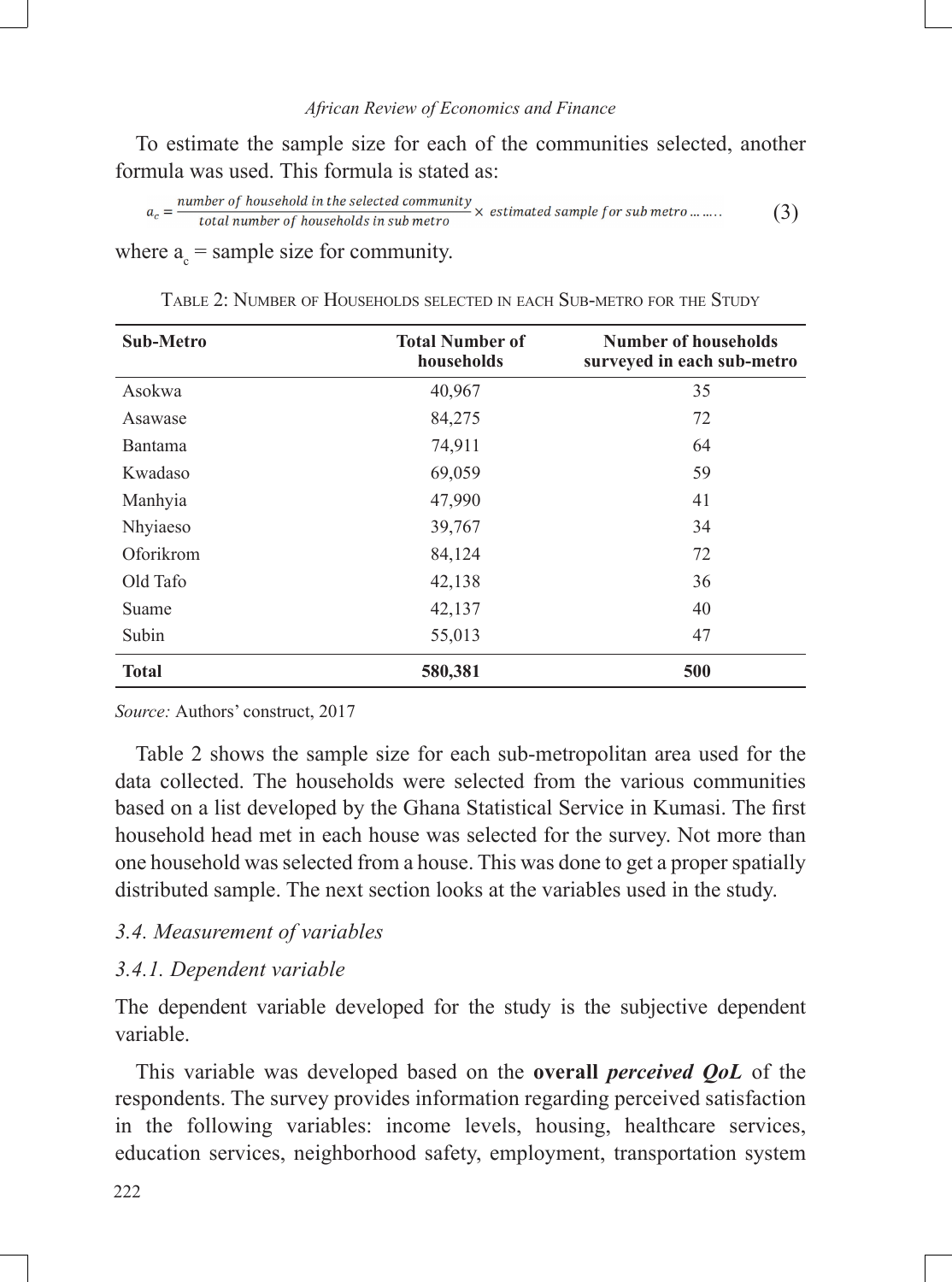To estimate the sample size for each of the communities selected, another formula was used. This formula is stated as:

$$a_c = \frac{\text{number of household in the selected community}}{\text{total number of households in sub metro}} \times \text{estimated sample for sub metro} \ldots\ldots \quad (3)$$

where $a_c$ = sample size for community.

Table 2: Number of Households selected in each Sub-metro for the Study

| Sub-Metro | Total Number of households | Number of households surveyed in each sub-metro |
|---|---|---|
| Asokwa | 40,967 | 35 |
| Asawase | 84,275 | 72 |
| Bantama | 74,911 | 64 |
| Kwadaso | 69,059 | 59 |
| Manhyia | 47,990 | 41 |
| Nhyiaeso | 39,767 | 34 |
| Oforikrom | 84,124 | 72 |
| Old Tafo | 42,138 | 36 |
| Suame | 42,137 | 40 |
| Subin | 55,013 | 47 |
| **Total** | **580,381** | **500** |

*Source:* Authors' construct, 2017

Table 2 shows the sample size for each sub-metropolitan area used for the data collected. The households were selected from the various communities based on a list developed by the Ghana Statistical Service in Kumasi. The first household head met in each house was selected for the survey. Not more than one household was selected from a house. This was done to get a proper spatially distributed sample. The next section looks at the variables used in the study.

### *3.4. Measurement of variables*

#### *3.4.1. Dependent variable*

The dependent variable developed for the study is the subjective dependent variable.

This variable was developed based on the **overall *perceived QoL*** of the respondents. The survey provides information regarding perceived satisfaction in the following variables: income levels, housing, healthcare services, education services, neighborhood safety, employment, transportation system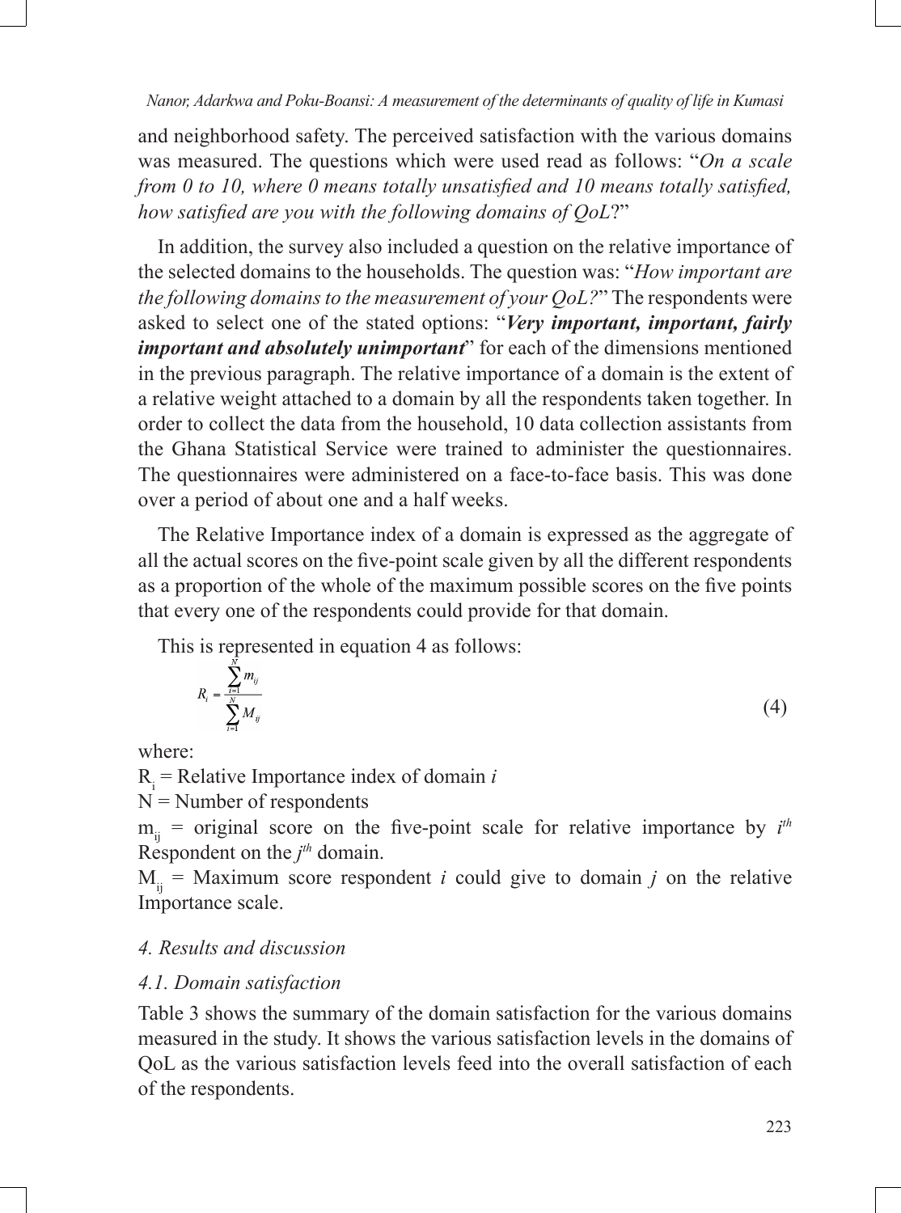and neighborhood safety. The perceived satisfaction with the various domains was measured. The questions which were used read as follows: "*On a scale from 0 to 10, where 0 means totally unsatisfied and 10 means totally satisfied, how satisfied are you with the following domains of QoL*?"

In addition, the survey also included a question on the relative importance of the selected domains to the households. The question was: "*How important are the following domains to the measurement of your QoL?*" The respondents were asked to select one of the stated options: "***Very important, important, fairly important and absolutely unimportant***" for each of the dimensions mentioned in the previous paragraph. The relative importance of a domain is the extent of a relative weight attached to a domain by all the respondents taken together. In order to collect the data from the household, 10 data collection assistants from the Ghana Statistical Service were trained to administer the questionnaires. The questionnaires were administered on a face-to-face basis. This was done over a period of about one and a half weeks.

The Relative Importance index of a domain is expressed as the aggregate of all the actual scores on the five-point scale given by all the different respondents as a proportion of the whole of the maximum possible scores on the five points that every one of the respondents could provide for that domain.

This is represented in equation 4 as follows:

$$R_i = \frac{\sum_{i=1}^{N} m_{ij}}{\sum_{i=1}^{N} M_{ij}} \tag{4}$$

where:

$R_i$ = Relative Importance index of domain *i*

N = Number of respondents

$m_{ij}$ = original score on the five-point scale for relative importance by $i^{th}$ Respondent on the $j^{th}$ domain.

$M_{ij}$ = Maximum score respondent *i* could give to domain *j* on the relative Importance scale.

## *4. Results and discussion*

### *4.1. Domain satisfaction*

Table 3 shows the summary of the domain satisfaction for the various domains measured in the study. It shows the various satisfaction levels in the domains of QoL as the various satisfaction levels feed into the overall satisfaction of each of the respondents.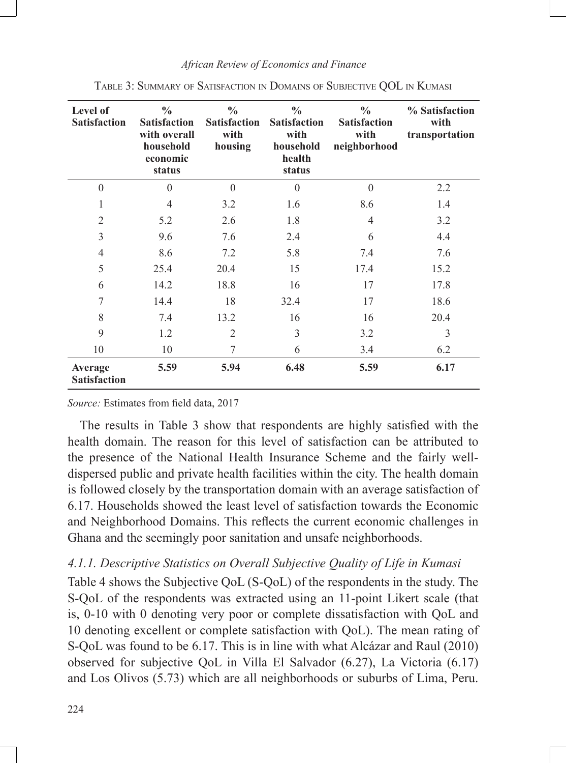Table 3: Summary of Satisfaction in Domains of Subjective QOL in Kumasi

| Level of Satisfaction | % Satisfaction with overall household economic status | % Satisfaction with housing | % Satisfaction with household health status | % Satisfaction with neighborhood | % Satisfaction with transportation |
|---|---|---|---|---|---|
| 0 | 0 | 0 | 0 | 0 | 2.2 |
| 1 | 4 | 3.2 | 1.6 | 8.6 | 1.4 |
| 2 | 5.2 | 2.6 | 1.8 | 4 | 3.2 |
| 3 | 9.6 | 7.6 | 2.4 | 6 | 4.4 |
| 4 | 8.6 | 7.2 | 5.8 | 7.4 | 7.6 |
| 5 | 25.4 | 20.4 | 15 | 17.4 | 15.2 |
| 6 | 14.2 | 18.8 | 16 | 17 | 17.8 |
| 7 | 14.4 | 18 | 32.4 | 17 | 18.6 |
| 8 | 7.4 | 13.2 | 16 | 16 | 20.4 |
| 9 | 1.2 | 2 | 3 | 3.2 | 3 |
| 10 | 10 | 7 | 6 | 3.4 | 6.2 |
| **Average Satisfaction** | **5.59** | **5.94** | **6.48** | **5.59** | **6.17** |

*Source:* Estimates from field data, 2017

The results in Table 3 show that respondents are highly satisfied with the health domain. The reason for this level of satisfaction can be attributed to the presence of the National Health Insurance Scheme and the fairly well-dispersed public and private health facilities within the city. The health domain is followed closely by the transportation domain with an average satisfaction of 6.17. Households showed the least level of satisfaction towards the Economic and Neighborhood Domains. This reflects the current economic challenges in Ghana and the seemingly poor sanitation and unsafe neighborhoods.

#### *4.1.1. Descriptive Statistics on Overall Subjective Quality of Life in Kumasi*

Table 4 shows the Subjective QoL (S-QoL) of the respondents in the study. The S-QoL of the respondents was extracted using an 11-point Likert scale (that is, 0-10 with 0 denoting very poor or complete dissatisfaction with QoL and 10 denoting excellent or complete satisfaction with QoL). The mean rating of S-QoL was found to be 6.17. This is in line with what Alcázar and Raul (2010) observed for subjective QoL in Villa El Salvador (6.27), La Victoria (6.17) and Los Olivos (5.73) which are all neighborhoods or suburbs of Lima, Peru.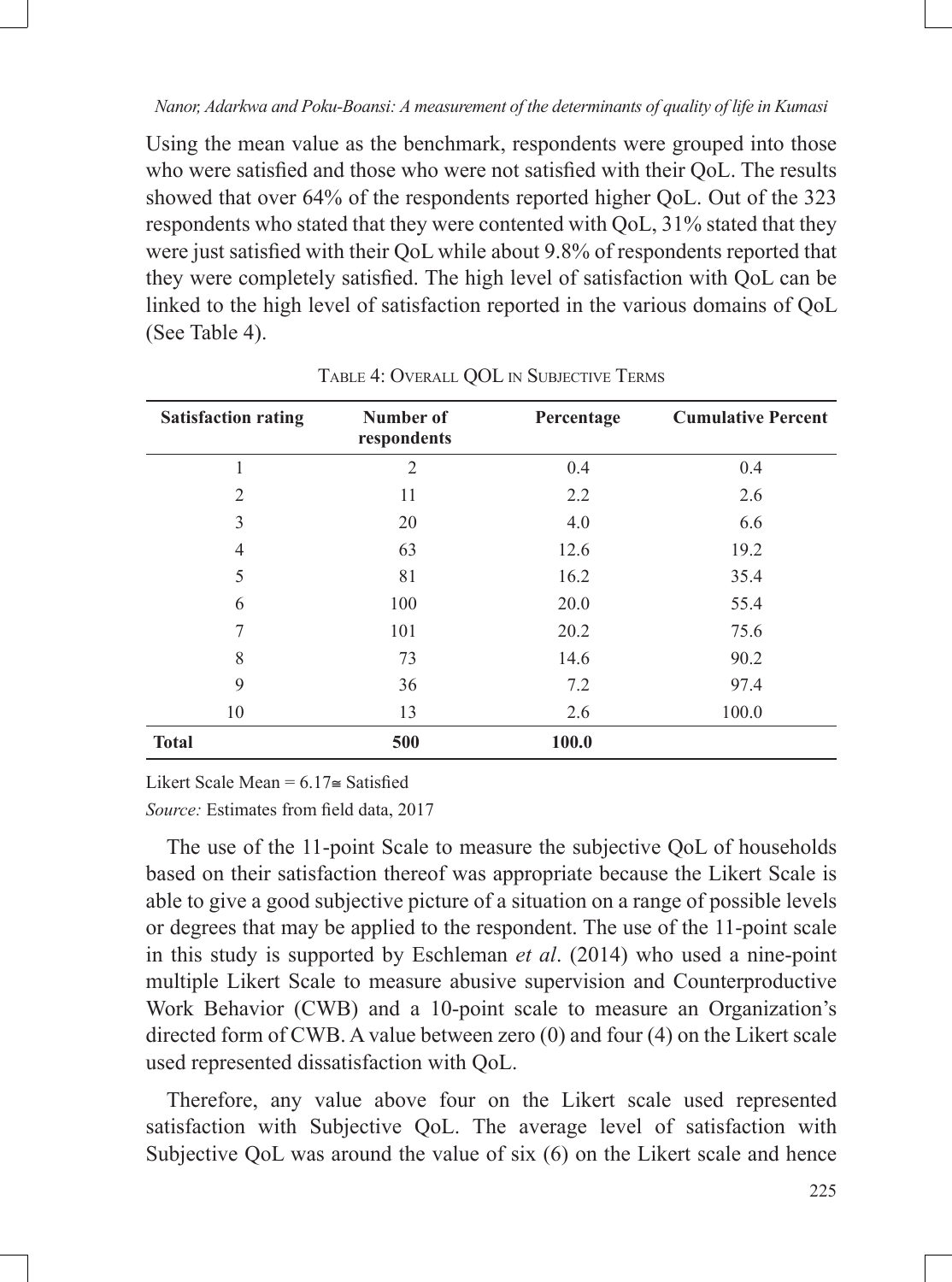Using the mean value as the benchmark, respondents were grouped into those who were satisfied and those who were not satisfied with their QoL. The results showed that over 64% of the respondents reported higher QoL. Out of the 323 respondents who stated that they were contented with QoL, 31% stated that they were just satisfied with their QoL while about 9.8% of respondents reported that they were completely satisfied. The high level of satisfaction with QoL can be linked to the high level of satisfaction reported in the various domains of QoL (See Table 4).

Table 4: Overall QOL in Subjective Terms

| Satisfaction rating | Number of respondents | Percentage | Cumulative Percent |
|---|---|---|---|
| 1 | 2 | 0.4 | 0.4 |
| 2 | 11 | 2.2 | 2.6 |
| 3 | 20 | 4.0 | 6.6 |
| 4 | 63 | 12.6 | 19.2 |
| 5 | 81 | 16.2 | 35.4 |
| 6 | 100 | 20.0 | 55.4 |
| 7 | 101 | 20.2 | 75.6 |
| 8 | 73 | 14.6 | 90.2 |
| 9 | 36 | 7.2 | 97.4 |
| 10 | 13 | 2.6 | 100.0 |
| **Total** | **500** | **100.0** | |

Likert Scale Mean = 6.17≅ Satisfied

*Source:* Estimates from field data, 2017

The use of the 11-point Scale to measure the subjective QoL of households based on their satisfaction thereof was appropriate because the Likert Scale is able to give a good subjective picture of a situation on a range of possible levels or degrees that may be applied to the respondent. The use of the 11-point scale in this study is supported by Eschleman *et al*. (2014) who used a nine-point multiple Likert Scale to measure abusive supervision and Counterproductive Work Behavior (CWB) and a 10-point scale to measure an Organization's directed form of CWB. A value between zero (0) and four (4) on the Likert scale used represented dissatisfaction with QoL.

Therefore, any value above four on the Likert scale used represented satisfaction with Subjective QoL. The average level of satisfaction with Subjective QoL was around the value of six (6) on the Likert scale and hence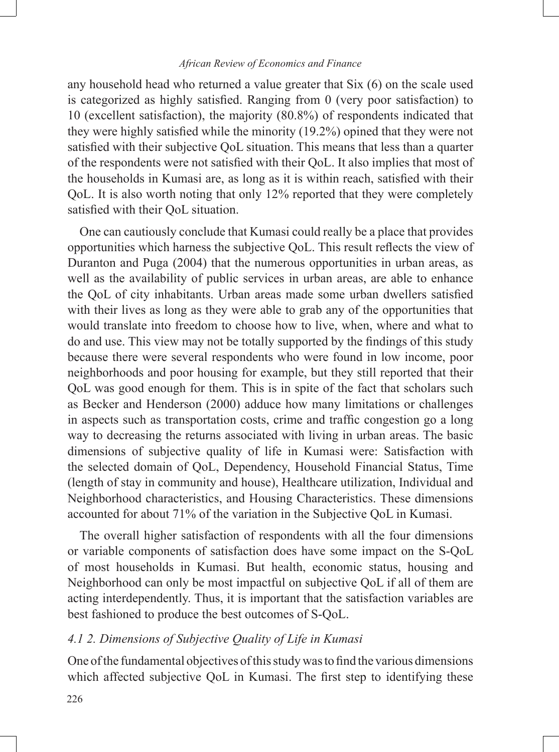any household head who returned a value greater that Six (6) on the scale used is categorized as highly satisfied. Ranging from 0 (very poor satisfaction) to 10 (excellent satisfaction), the majority (80.8%) of respondents indicated that they were highly satisfied while the minority (19.2%) opined that they were not satisfied with their subjective QoL situation. This means that less than a quarter of the respondents were not satisfied with their QoL. It also implies that most of the households in Kumasi are, as long as it is within reach, satisfied with their QoL. It is also worth noting that only 12% reported that they were completely satisfied with their QoL situation.

One can cautiously conclude that Kumasi could really be a place that provides opportunities which harness the subjective QoL. This result reflects the view of Duranton and Puga (2004) that the numerous opportunities in urban areas, as well as the availability of public services in urban areas, are able to enhance the QoL of city inhabitants. Urban areas made some urban dwellers satisfied with their lives as long as they were able to grab any of the opportunities that would translate into freedom to choose how to live, when, where and what to do and use. This view may not be totally supported by the findings of this study because there were several respondents who were found in low income, poor neighborhoods and poor housing for example, but they still reported that their QoL was good enough for them. This is in spite of the fact that scholars such as Becker and Henderson (2000) adduce how many limitations or challenges in aspects such as transportation costs, crime and traffic congestion go a long way to decreasing the returns associated with living in urban areas. The basic dimensions of subjective quality of life in Kumasi were: Satisfaction with the selected domain of QoL, Dependency, Household Financial Status, Time (length of stay in community and house), Healthcare utilization, Individual and Neighborhood characteristics, and Housing Characteristics. These dimensions accounted for about 71% of the variation in the Subjective QoL in Kumasi.

The overall higher satisfaction of respondents with all the four dimensions or variable components of satisfaction does have some impact on the S-QoL of most households in Kumasi. But health, economic status, housing and Neighborhood can only be most impactful on subjective QoL if all of them are acting interdependently. Thus, it is important that the satisfaction variables are best fashioned to produce the best outcomes of S-QoL.

### *4.1 2. Dimensions of Subjective Quality of Life in Kumasi*

One of the fundamental objectives of this study was to find the various dimensions which affected subjective QoL in Kumasi. The first step to identifying these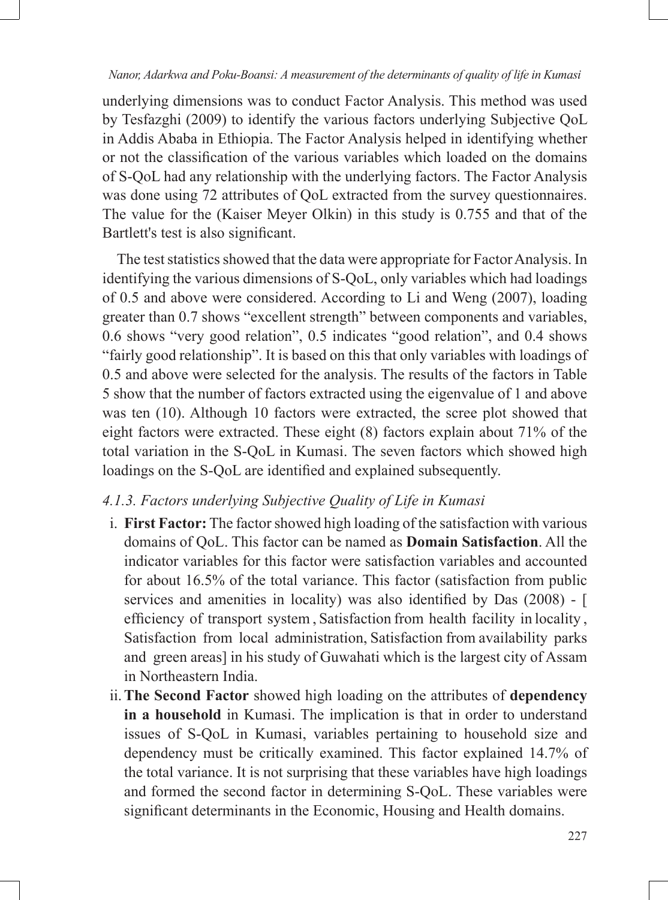underlying dimensions was to conduct Factor Analysis. This method was used by Tesfazghi (2009) to identify the various factors underlying Subjective QoL in Addis Ababa in Ethiopia. The Factor Analysis helped in identifying whether or not the classification of the various variables which loaded on the domains of S-QoL had any relationship with the underlying factors. The Factor Analysis was done using 72 attributes of QoL extracted from the survey questionnaires. The value for the (Kaiser Meyer Olkin) in this study is 0.755 and that of the Bartlett's test is also significant.

The test statistics showed that the data were appropriate for Factor Analysis. In identifying the various dimensions of S-QoL, only variables which had loadings of 0.5 and above were considered. According to Li and Weng (2007), loading greater than 0.7 shows "excellent strength" between components and variables, 0.6 shows "very good relation", 0.5 indicates "good relation", and 0.4 shows "fairly good relationship". It is based on this that only variables with loadings of 0.5 and above were selected for the analysis. The results of the factors in Table 5 show that the number of factors extracted using the eigenvalue of 1 and above was ten (10). Although 10 factors were extracted, the scree plot showed that eight factors were extracted. These eight (8) factors explain about 71% of the total variation in the S-QoL in Kumasi. The seven factors which showed high loadings on the S-QoL are identified and explained subsequently.

### *4.1.3. Factors underlying Subjective Quality of Life in Kumasi*

i. **First Factor:** The factor showed high loading of the satisfaction with various domains of QoL. This factor can be named as **Domain Satisfaction**. All the indicator variables for this factor were satisfaction variables and accounted for about 16.5% of the total variance. This factor (satisfaction from public services and amenities in locality) was also identified by Das (2008) - [ efficiency of transport system , Satisfaction from health facility in locality , Satisfaction from local administration, Satisfaction from availability parks and green areas] in his study of Guwahati which is the largest city of Assam in Northeastern India.

ii. **The Second Factor** showed high loading on the attributes of **dependency in a household** in Kumasi. The implication is that in order to understand issues of S-QoL in Kumasi, variables pertaining to household size and dependency must be critically examined. This factor explained 14.7% of the total variance. It is not surprising that these variables have high loadings and formed the second factor in determining S-QoL. These variables were significant determinants in the Economic, Housing and Health domains.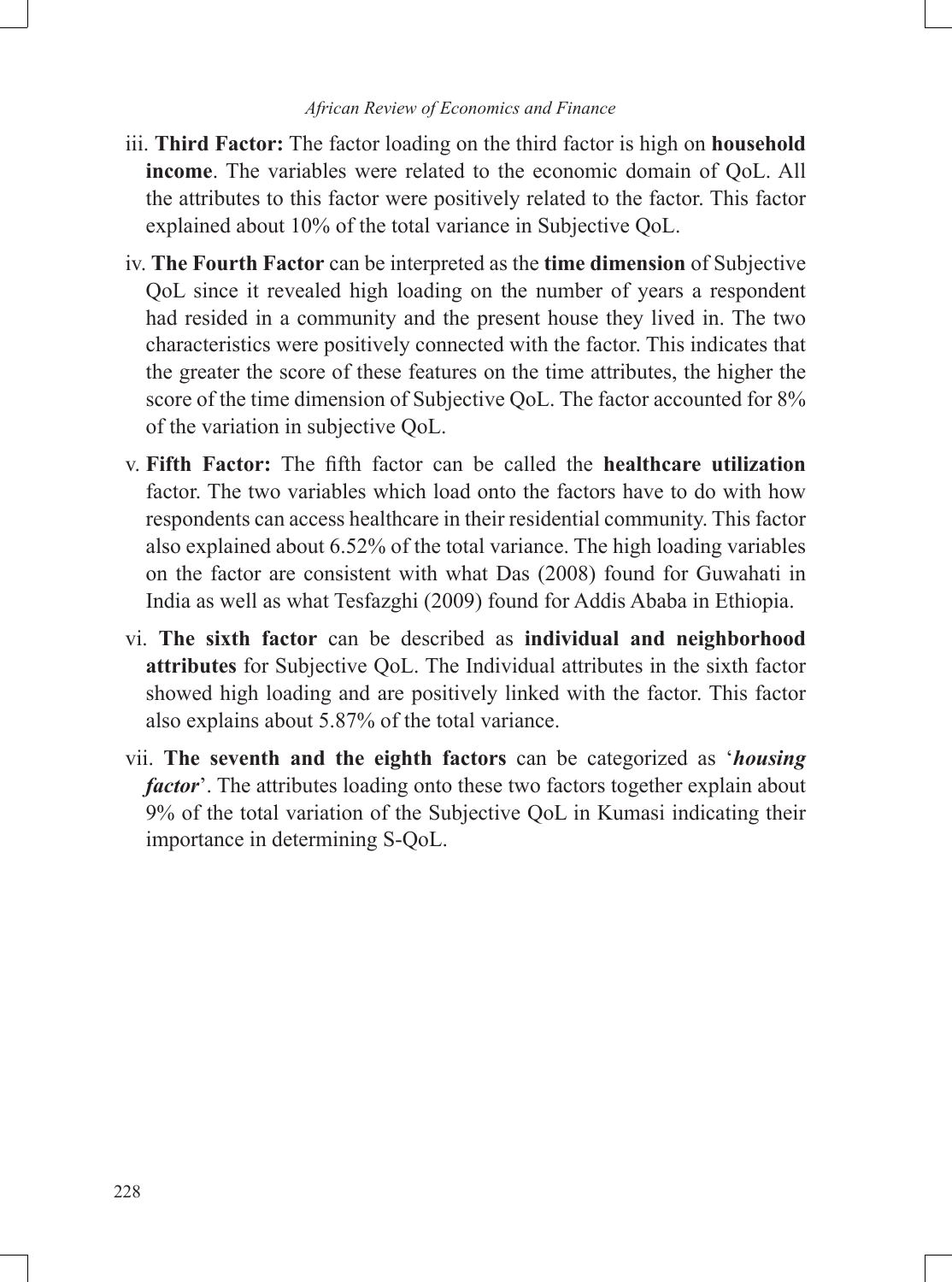iii. **Third Factor:** The factor loading on the third factor is high on **household income**. The variables were related to the economic domain of QoL. All the attributes to this factor were positively related to the factor. This factor explained about 10% of the total variance in Subjective QoL.

iv. **The Fourth Factor** can be interpreted as the **time dimension** of Subjective QoL since it revealed high loading on the number of years a respondent had resided in a community and the present house they lived in. The two characteristics were positively connected with the factor. This indicates that the greater the score of these features on the time attributes, the higher the score of the time dimension of Subjective QoL. The factor accounted for 8% of the variation in subjective QoL.

v. **Fifth Factor:** The fifth factor can be called the **healthcare utilization** factor. The two variables which load onto the factors have to do with how respondents can access healthcare in their residential community. This factor also explained about 6.52% of the total variance. The high loading variables on the factor are consistent with what Das (2008) found for Guwahati in India as well as what Tesfazghi (2009) found for Addis Ababa in Ethiopia.

vi. **The sixth factor** can be described as **individual and neighborhood attributes** for Subjective QoL. The Individual attributes in the sixth factor showed high loading and are positively linked with the factor. This factor also explains about 5.87% of the total variance.

vii. **The seventh and the eighth factors** can be categorized as '***housing factor***'. The attributes loading onto these two factors together explain about 9% of the total variation of the Subjective QoL in Kumasi indicating their importance in determining S-QoL.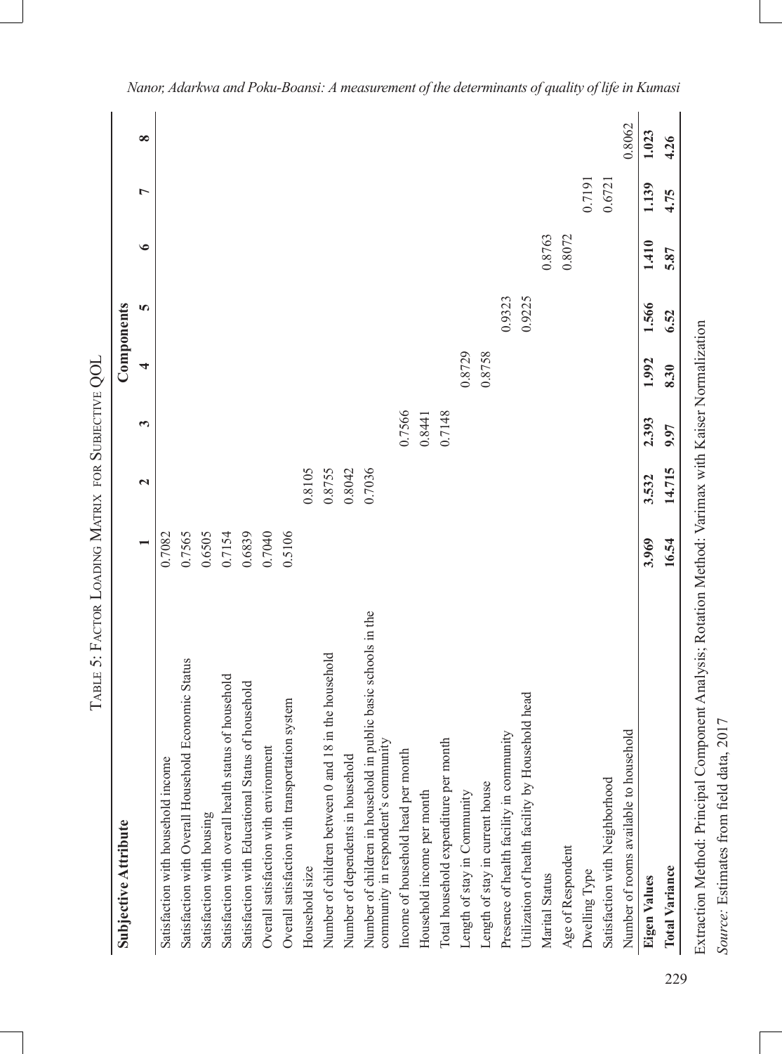Table 5: Factor Loading Matrix for Subjective QOL

| Subjective Attribute | Components | | | | | | | |
|---|---|---|---|---|---|---|---|---|
| | 1 | 2 | 3 | 4 | 5 | 6 | 7 | 8 |
| Satisfaction with household income | 0.7082 | | | | | | | |
| Satisfaction with Overall Household Economic Status | 0.7565 | | | | | | | |
| Satisfaction with housing | 0.6505 | | | | | | | |
| Satisfaction with overall health status of household | 0.7154 | | | | | | | |
| Satisfaction with Educational Status of household | 0.6839 | | | | | | | |
| Overall satisfaction with environment | 0.7040 | | | | | | | |
| Overall satisfaction with transportation system | 0.5106 | | | | | | | |
| Household size | | 0.8105 | | | | | | |
| Number of children between 0 and 18 in the household | | 0.8755 | | | | | | |
| Number of dependents in household | | 0.8042 | | | | | | |
| Number of children in household in public basic schools in the community in respondent's community | | 0.7036 | | | | | | |
| Income of household head per month | | | 0.7566 | | | | | |
| Household income per month | | | 0.8441 | | | | | |
| Total household expenditure per month | | | 0.7148 | | | | | |
| Length of stay in Community | | | | 0.8729 | | | | |
| Length of stay in current house | | | | 0.8758 | | | | |
| Presence of health facility in community | | | | | 0.9323 | | | |
| Utilization of health facility by Household head | | | | | 0.9225 | | | |
| Marital Status | | | | | | 0.8763 | | |
| Age of Respondent | | | | | | 0.8072 | | |
| Dwelling Type | | | | | | | 0.7191 | |
| Satisfaction with Neighborhood | | | | | | | 0.6721 | |
| Number of rooms available to household | | | | | | | | 0.8062 |
| **Eigen Values** | **3.969** | **3.532** | **2.393** | **1.992** | **1.566** | **1.410** | **1.139** | **1.023** |
| **Total Variance** | **16.54** | **14.715** | **9.97** | **8.30** | **6.52** | **5.87** | **4.75** | **4.26** |

Extraction Method: Principal Component Analysis; Rotation Method: Varimax with Kaiser Normalization

*Source:* Estimates from field data, 2017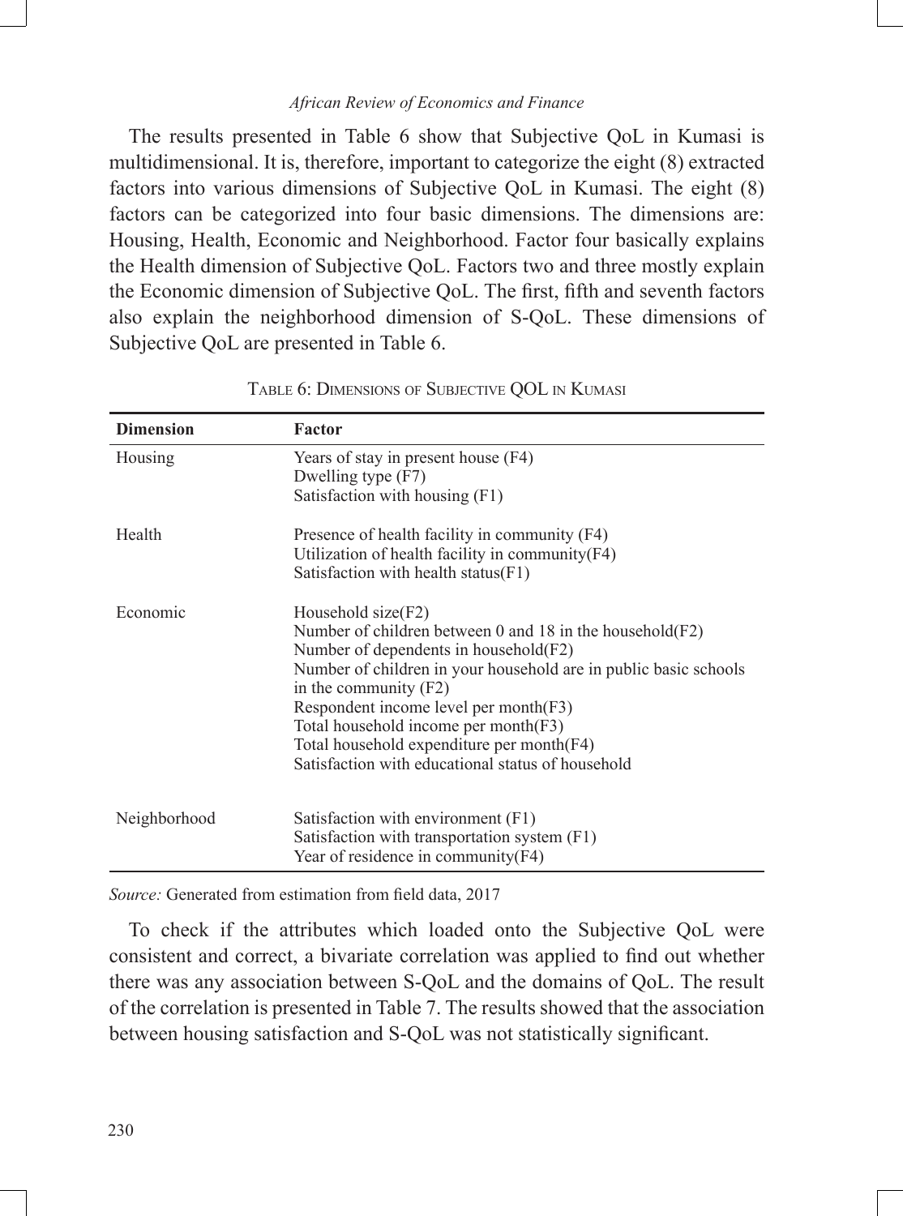The results presented in Table 6 show that Subjective QoL in Kumasi is multidimensional. It is, therefore, important to categorize the eight (8) extracted factors into various dimensions of Subjective QoL in Kumasi. The eight (8) factors can be categorized into four basic dimensions. The dimensions are: Housing, Health, Economic and Neighborhood. Factor four basically explains the Health dimension of Subjective QoL. Factors two and three mostly explain the Economic dimension of Subjective QoL. The first, fifth and seventh factors also explain the neighborhood dimension of S-QoL. These dimensions of Subjective QoL are presented in Table 6.

Table 6: Dimensions of Subjective QOL in Kumasi

| Dimension | Factor |
|---|---|
| Housing | Years of stay in present house (F4)<br>Dwelling type (F7)<br>Satisfaction with housing (F1) |
| Health | Presence of health facility in community (F4)<br>Utilization of health facility in community(F4)<br>Satisfaction with health status(F1) |
| Economic | Household size(F2)<br>Number of children between 0 and 18 in the household(F2)<br>Number of dependents in household(F2)<br>Number of children in your household are in public basic schools in the community (F2)<br>Respondent income level per month(F3)<br>Total household income per month(F3)<br>Total household expenditure per month(F4)<br>Satisfaction with educational status of household |
| Neighborhood | Satisfaction with environment (F1)<br>Satisfaction with transportation system (F1)<br>Year of residence in community(F4) |

*Source:* Generated from estimation from field data, 2017

To check if the attributes which loaded onto the Subjective QoL were consistent and correct, a bivariate correlation was applied to find out whether there was any association between S-QoL and the domains of QoL. The result of the correlation is presented in Table 7. The results showed that the association between housing satisfaction and S-QoL was not statistically significant.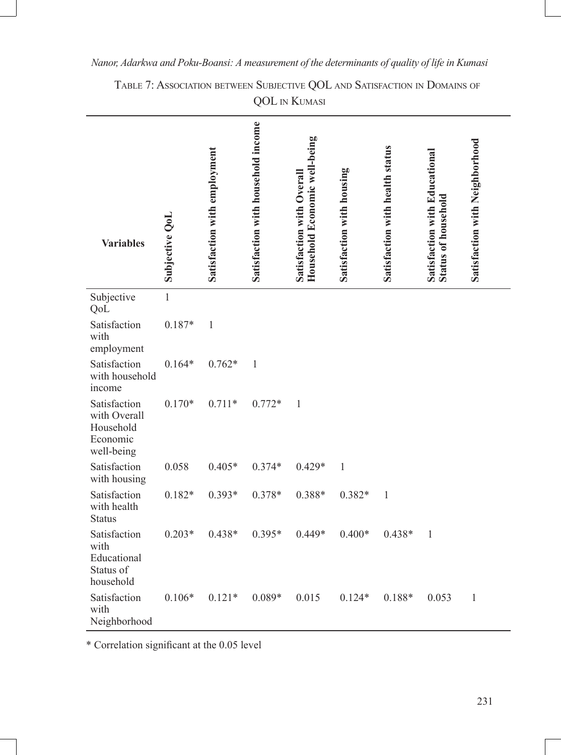Table 7: Association between Subjective QOL and Satisfaction in Domains of QOL in Kumasi

| Variables | Subjective QoL | Satisfaction with employment | Satisfaction with household income | Satisfaction with Overall Household Economic well-being | Satisfaction with housing | Satisfaction with health status | Satisfaction with Educational Status of household | Satisfaction with Neighborhood |
|---|---|---|---|---|---|---|---|---|
| Subjective QoL | 1 | | | | | | | |
| Satisfaction with employment | 0.187* | 1 | | | | | | |
| Satisfaction with household income | 0.164* | 0.762* | 1 | | | | | |
| Satisfaction with Overall Household Economic well-being | 0.170* | 0.711* | 0.772* | 1 | | | | |
| Satisfaction with housing | 0.058 | 0.405* | 0.374* | 0.429* | 1 | | | |
| Satisfaction with health Status | 0.182* | 0.393* | 0.378* | 0.388* | 0.382* | 1 | | |
| Satisfaction with Educational Status of household | 0.203* | 0.438* | 0.395* | 0.449* | 0.400* | 0.438* | 1 | |
| Satisfaction with Neighborhood | 0.106* | 0.121* | 0.089* | 0.015 | 0.124* | 0.188* | 0.053 | 1 |

* Correlation significant at the 0.05 level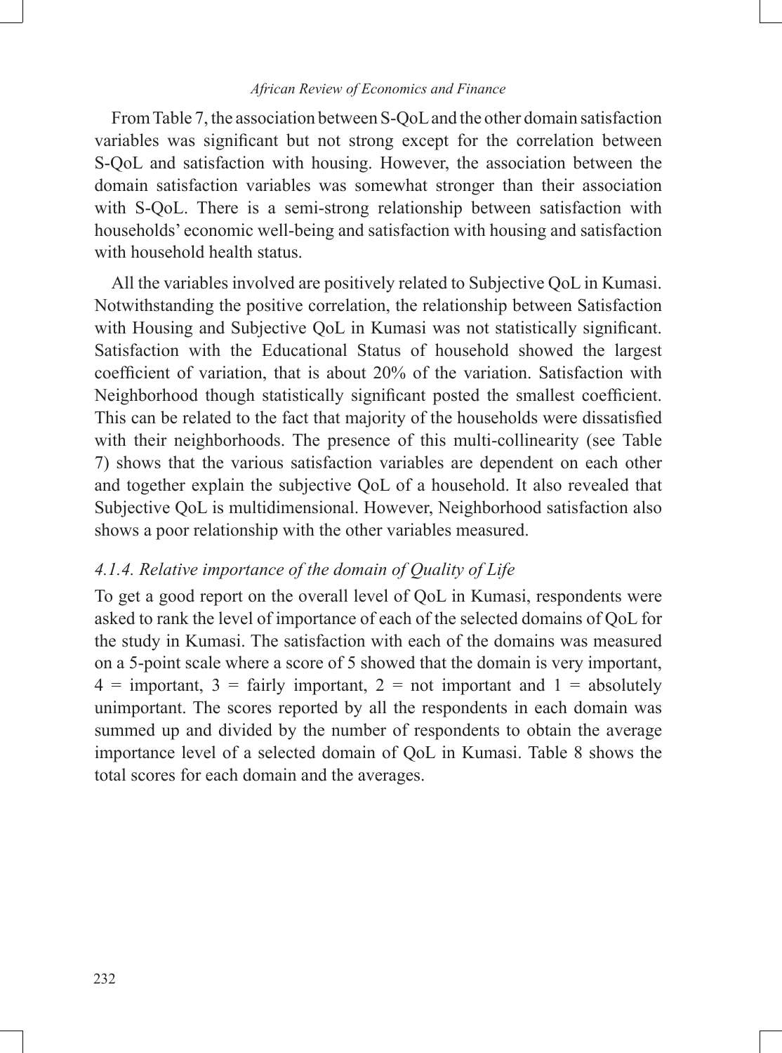From Table 7, the association between S-QoL and the other domain satisfaction variables was significant but not strong except for the correlation between S-QoL and satisfaction with housing. However, the association between the domain satisfaction variables was somewhat stronger than their association with S-QoL. There is a semi-strong relationship between satisfaction with households' economic well-being and satisfaction with housing and satisfaction with household health status.

All the variables involved are positively related to Subjective QoL in Kumasi. Notwithstanding the positive correlation, the relationship between Satisfaction with Housing and Subjective QoL in Kumasi was not statistically significant. Satisfaction with the Educational Status of household showed the largest coefficient of variation, that is about 20% of the variation. Satisfaction with Neighborhood though statistically significant posted the smallest coefficient. This can be related to the fact that majority of the households were dissatisfied with their neighborhoods. The presence of this multi-collinearity (see Table 7) shows that the various satisfaction variables are dependent on each other and together explain the subjective QoL of a household. It also revealed that Subjective QoL is multidimensional. However, Neighborhood satisfaction also shows a poor relationship with the other variables measured.

### *4.1.4. Relative importance of the domain of Quality of Life*

To get a good report on the overall level of QoL in Kumasi, respondents were asked to rank the level of importance of each of the selected domains of QoL for the study in Kumasi. The satisfaction with each of the domains was measured on a 5-point scale where a score of 5 showed that the domain is very important, 4 = important, 3 = fairly important, 2 = not important and 1 = absolutely unimportant. The scores reported by all the respondents in each domain was summed up and divided by the number of respondents to obtain the average importance level of a selected domain of QoL in Kumasi. Table 8 shows the total scores for each domain and the averages.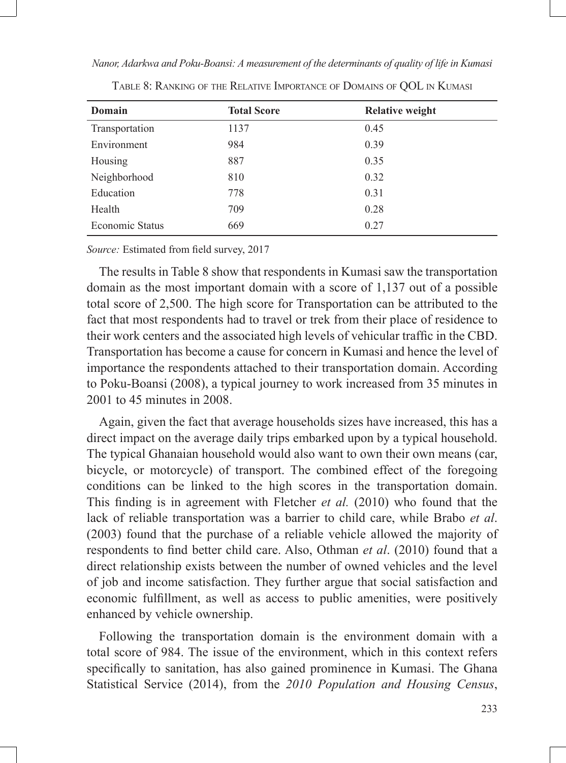Table 8: Ranking of the Relative Importance of Domains of QOL in Kumasi

| Domain | Total Score | Relative weight |
|---|---|---|
| Transportation | 1137 | 0.45 |
| Environment | 984 | 0.39 |
| Housing | 887 | 0.35 |
| Neighborhood | 810 | 0.32 |
| Education | 778 | 0.31 |
| Health | 709 | 0.28 |
| Economic Status | 669 | 0.27 |

*Source:* Estimated from field survey, 2017

The results in Table 8 show that respondents in Kumasi saw the transportation domain as the most important domain with a score of 1,137 out of a possible total score of 2,500. The high score for Transportation can be attributed to the fact that most respondents had to travel or trek from their place of residence to their work centers and the associated high levels of vehicular traffic in the CBD. Transportation has become a cause for concern in Kumasi and hence the level of importance the respondents attached to their transportation domain. According to Poku-Boansi (2008), a typical journey to work increased from 35 minutes in 2001 to 45 minutes in 2008.

Again, given the fact that average households sizes have increased, this has a direct impact on the average daily trips embarked upon by a typical household. The typical Ghanaian household would also want to own their own means (car, bicycle, or motorcycle) of transport. The combined effect of the foregoing conditions can be linked to the high scores in the transportation domain. This finding is in agreement with Fletcher *et al.* (2010) who found that the lack of reliable transportation was a barrier to child care, while Brabo *et al*. (2003) found that the purchase of a reliable vehicle allowed the majority of respondents to find better child care. Also, Othman *et al*. (2010) found that a direct relationship exists between the number of owned vehicles and the level of job and income satisfaction. They further argue that social satisfaction and economic fulfillment, as well as access to public amenities, were positively enhanced by vehicle ownership.

Following the transportation domain is the environment domain with a total score of 984. The issue of the environment, which in this context refers specifically to sanitation, has also gained prominence in Kumasi. The Ghana Statistical Service (2014), from the *2010 Population and Housing Census*,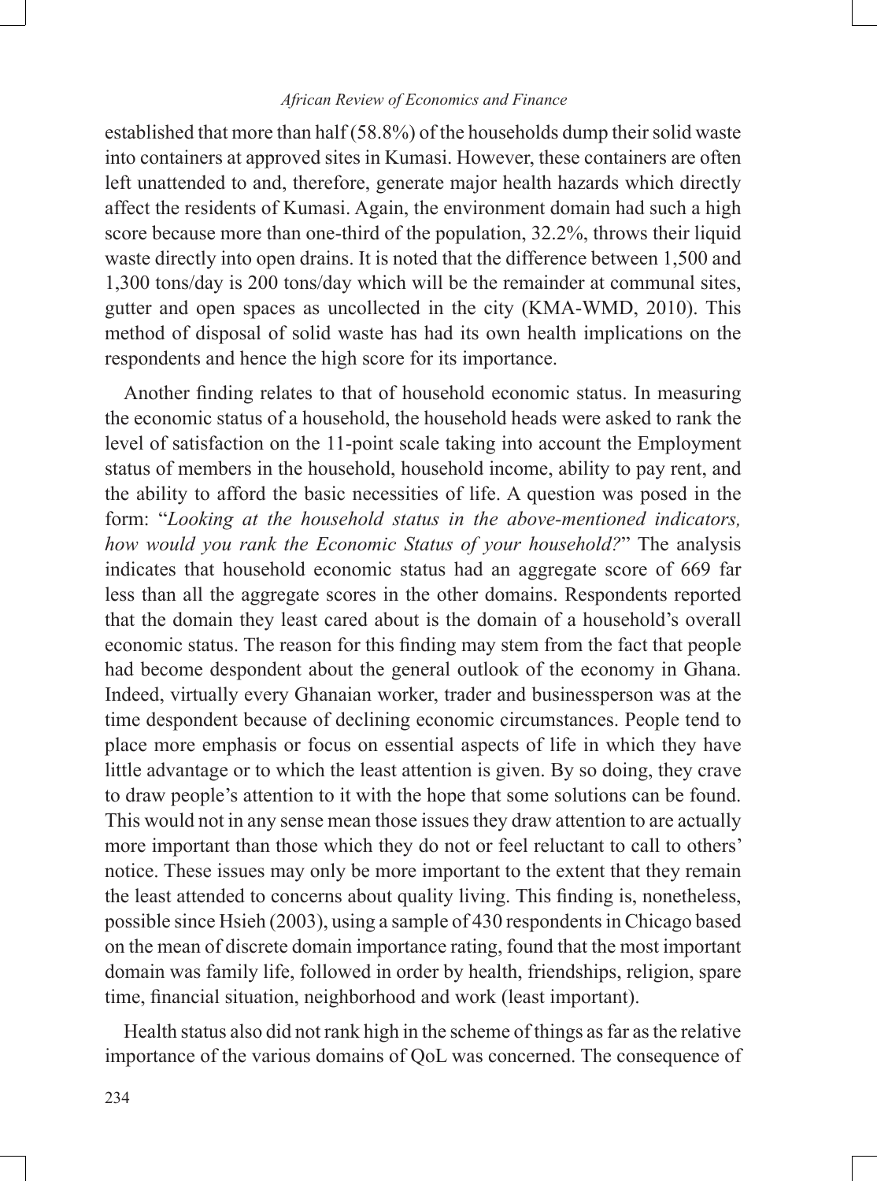established that more than half (58.8%) of the households dump their solid waste into containers at approved sites in Kumasi. However, these containers are often left unattended to and, therefore, generate major health hazards which directly affect the residents of Kumasi. Again, the environment domain had such a high score because more than one-third of the population, 32.2%, throws their liquid waste directly into open drains. It is noted that the difference between 1,500 and 1,300 tons/day is 200 tons/day which will be the remainder at communal sites, gutter and open spaces as uncollected in the city (KMA-WMD, 2010). This method of disposal of solid waste has had its own health implications on the respondents and hence the high score for its importance.

Another finding relates to that of household economic status. In measuring the economic status of a household, the household heads were asked to rank the level of satisfaction on the 11-point scale taking into account the Employment status of members in the household, household income, ability to pay rent, and the ability to afford the basic necessities of life. A question was posed in the form: "*Looking at the household status in the above-mentioned indicators, how would you rank the Economic Status of your household?*" The analysis indicates that household economic status had an aggregate score of 669 far less than all the aggregate scores in the other domains. Respondents reported that the domain they least cared about is the domain of a household's overall economic status. The reason for this finding may stem from the fact that people had become despondent about the general outlook of the economy in Ghana. Indeed, virtually every Ghanaian worker, trader and businessperson was at the time despondent because of declining economic circumstances. People tend to place more emphasis or focus on essential aspects of life in which they have little advantage or to which the least attention is given. By so doing, they crave to draw people's attention to it with the hope that some solutions can be found. This would not in any sense mean those issues they draw attention to are actually more important than those which they do not or feel reluctant to call to others' notice. These issues may only be more important to the extent that they remain the least attended to concerns about quality living. This finding is, nonetheless, possible since Hsieh (2003), using a sample of 430 respondents in Chicago based on the mean of discrete domain importance rating, found that the most important domain was family life, followed in order by health, friendships, religion, spare time, financial situation, neighborhood and work (least important).

Health status also did not rank high in the scheme of things as far as the relative importance of the various domains of QoL was concerned. The consequence of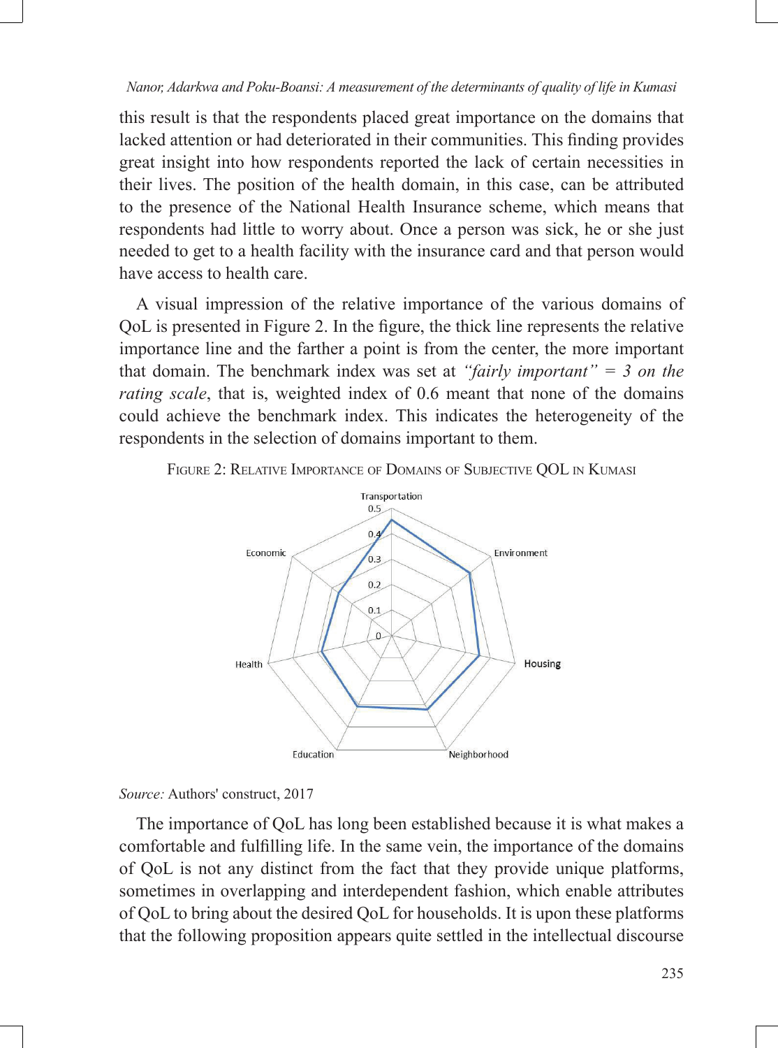this result is that the respondents placed great importance on the domains that lacked attention or had deteriorated in their communities. This finding provides great insight into how respondents reported the lack of certain necessities in their lives. The position of the health domain, in this case, can be attributed to the presence of the National Health Insurance scheme, which means that respondents had little to worry about. Once a person was sick, he or she just needed to get to a health facility with the insurance card and that person would have access to health care.

A visual impression of the relative importance of the various domains of QoL is presented in Figure 2. In the figure, the thick line represents the relative importance line and the farther a point is from the center, the more important that domain. The benchmark index was set at *"fairly important" = 3 on the rating scale*, that is, weighted index of 0.6 meant that none of the domains could achieve the benchmark index. This indicates the heterogeneity of the respondents in the selection of domains important to them.

FIGURE 2: RELATIVE IMPORTANCE OF DOMAINS OF SUBJECTIVE QOL IN KUMASI

*Source:* Authors' construct, 2017

The importance of QoL has long been established because it is what makes a comfortable and fulfilling life. In the same vein, the importance of the domains of QoL is not any distinct from the fact that they provide unique platforms, sometimes in overlapping and interdependent fashion, which enable attributes of QoL to bring about the desired QoL for households. It is upon these platforms that the following proposition appears quite settled in the intellectual discourse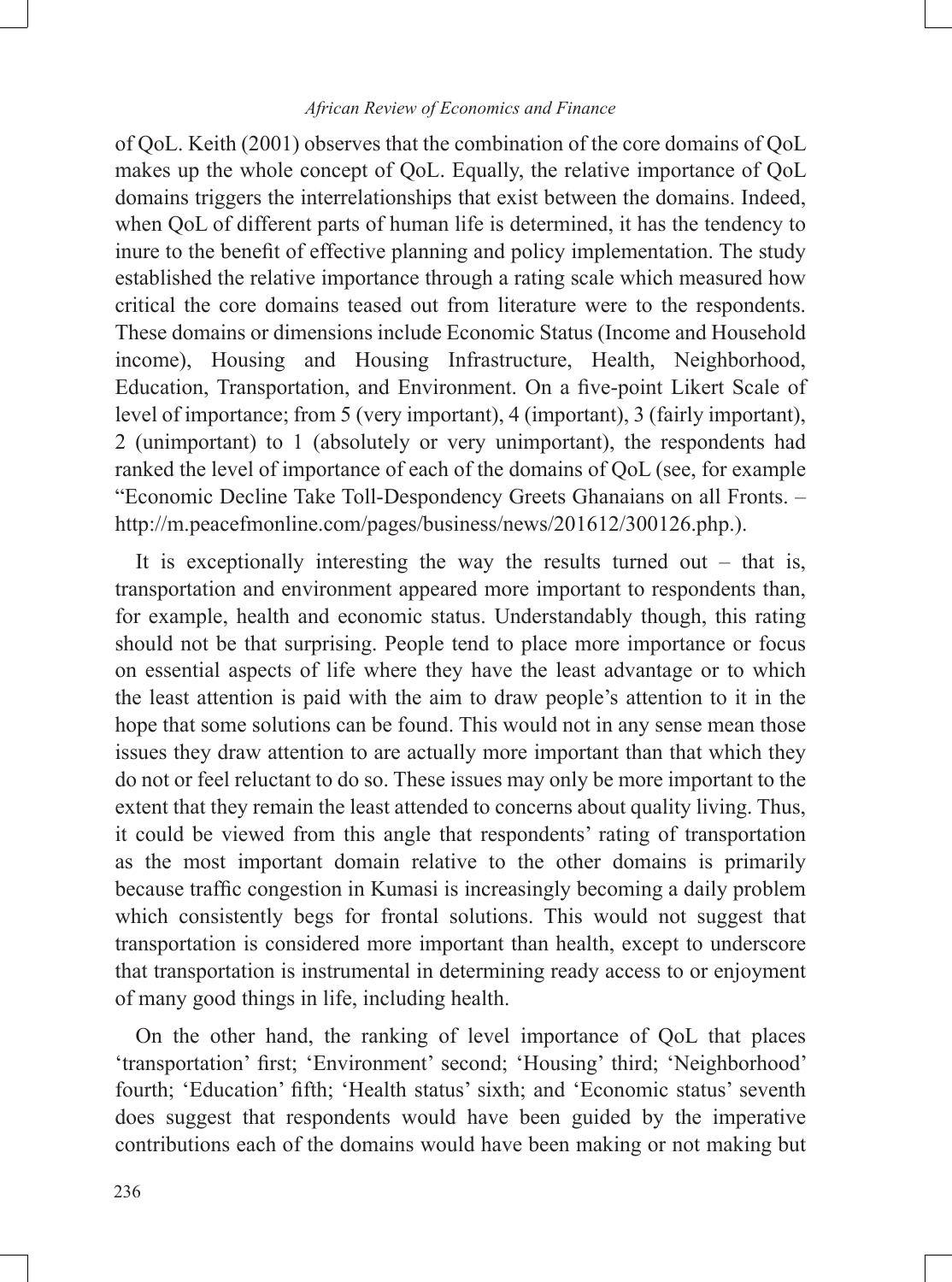of QoL. Keith (2001) observes that the combination of the core domains of QoL makes up the whole concept of QoL. Equally, the relative importance of QoL domains triggers the interrelationships that exist between the domains. Indeed, when QoL of different parts of human life is determined, it has the tendency to inure to the benefit of effective planning and policy implementation. The study established the relative importance through a rating scale which measured how critical the core domains teased out from literature were to the respondents. These domains or dimensions include Economic Status (Income and Household income), Housing and Housing Infrastructure, Health, Neighborhood, Education, Transportation, and Environment. On a five-point Likert Scale of level of importance; from 5 (very important), 4 (important), 3 (fairly important), 2 (unimportant) to 1 (absolutely or very unimportant), the respondents had ranked the level of importance of each of the domains of QoL (see, for example "Economic Decline Take Toll-Despondency Greets Ghanaians on all Fronts. – http://m.peacefmonline.com/pages/business/news/201612/300126.php.).

It is exceptionally interesting the way the results turned out – that is, transportation and environment appeared more important to respondents than, for example, health and economic status. Understandably though, this rating should not be that surprising. People tend to place more importance or focus on essential aspects of life where they have the least advantage or to which the least attention is paid with the aim to draw people's attention to it in the hope that some solutions can be found. This would not in any sense mean those issues they draw attention to are actually more important than that which they do not or feel reluctant to do so. These issues may only be more important to the extent that they remain the least attended to concerns about quality living. Thus, it could be viewed from this angle that respondents' rating of transportation as the most important domain relative to the other domains is primarily because traffic congestion in Kumasi is increasingly becoming a daily problem which consistently begs for frontal solutions. This would not suggest that transportation is considered more important than health, except to underscore that transportation is instrumental in determining ready access to or enjoyment of many good things in life, including health.

On the other hand, the ranking of level importance of QoL that places 'transportation' first; 'Environment' second; 'Housing' third; 'Neighborhood' fourth; 'Education' fifth; 'Health status' sixth; and 'Economic status' seventh does suggest that respondents would have been guided by the imperative contributions each of the domains would have been making or not making but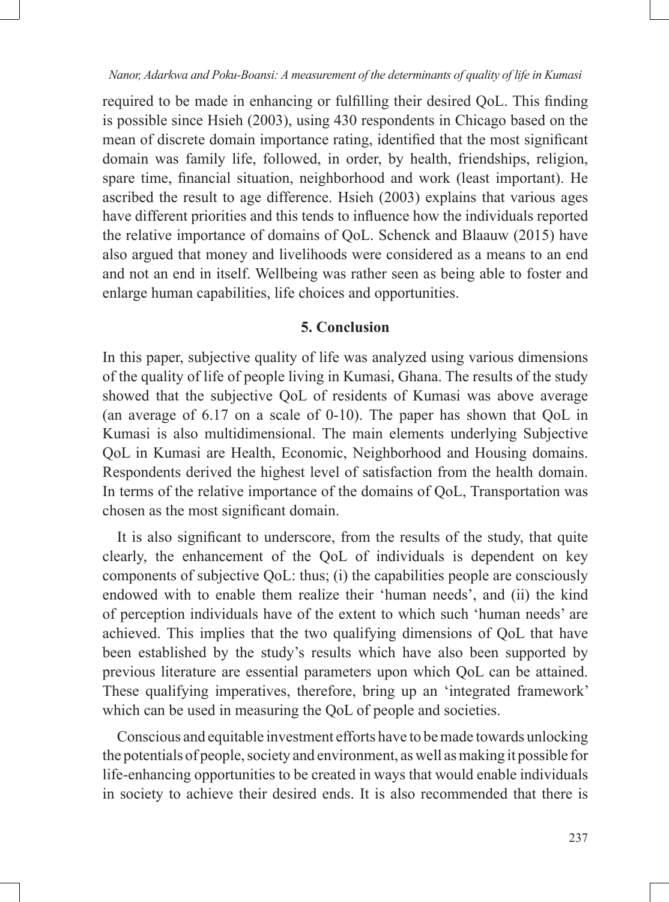required to be made in enhancing or fulfilling their desired QoL. This finding is possible since Hsieh (2003), using 430 respondents in Chicago based on the mean of discrete domain importance rating, identified that the most significant domain was family life, followed, in order, by health, friendships, religion, spare time, financial situation, neighborhood and work (least important). He ascribed the result to age difference. Hsieh (2003) explains that various ages have different priorities and this tends to influence how the individuals reported the relative importance of domains of QoL. Schenck and Blaauw (2015) have also argued that money and livelihoods were considered as a means to an end and not an end in itself. Wellbeing was rather seen as being able to foster and enlarge human capabilities, life choices and opportunities.

## 5. Conclusion

In this paper, subjective quality of life was analyzed using various dimensions of the quality of life of people living in Kumasi, Ghana. The results of the study showed that the subjective QoL of residents of Kumasi was above average (an average of 6.17 on a scale of 0-10). The paper has shown that QoL in Kumasi is also multidimensional. The main elements underlying Subjective QoL in Kumasi are Health, Economic, Neighborhood and Housing domains. Respondents derived the highest level of satisfaction from the health domain. In terms of the relative importance of the domains of QoL, Transportation was chosen as the most significant domain.

It is also significant to underscore, from the results of the study, that quite clearly, the enhancement of the QoL of individuals is dependent on key components of subjective QoL: thus; (i) the capabilities people are consciously endowed with to enable them realize their 'human needs', and (ii) the kind of perception individuals have of the extent to which such 'human needs' are achieved. This implies that the two qualifying dimensions of QoL that have been established by the study's results which have also been supported by previous literature are essential parameters upon which QoL can be attained. These qualifying imperatives, therefore, bring up an 'integrated framework' which can be used in measuring the QoL of people and societies.

Conscious and equitable investment efforts have to be made towards unlocking the potentials of people, society and environment, as well as making it possible for life-enhancing opportunities to be created in ways that would enable individuals in society to achieve their desired ends. It is also recommended that there is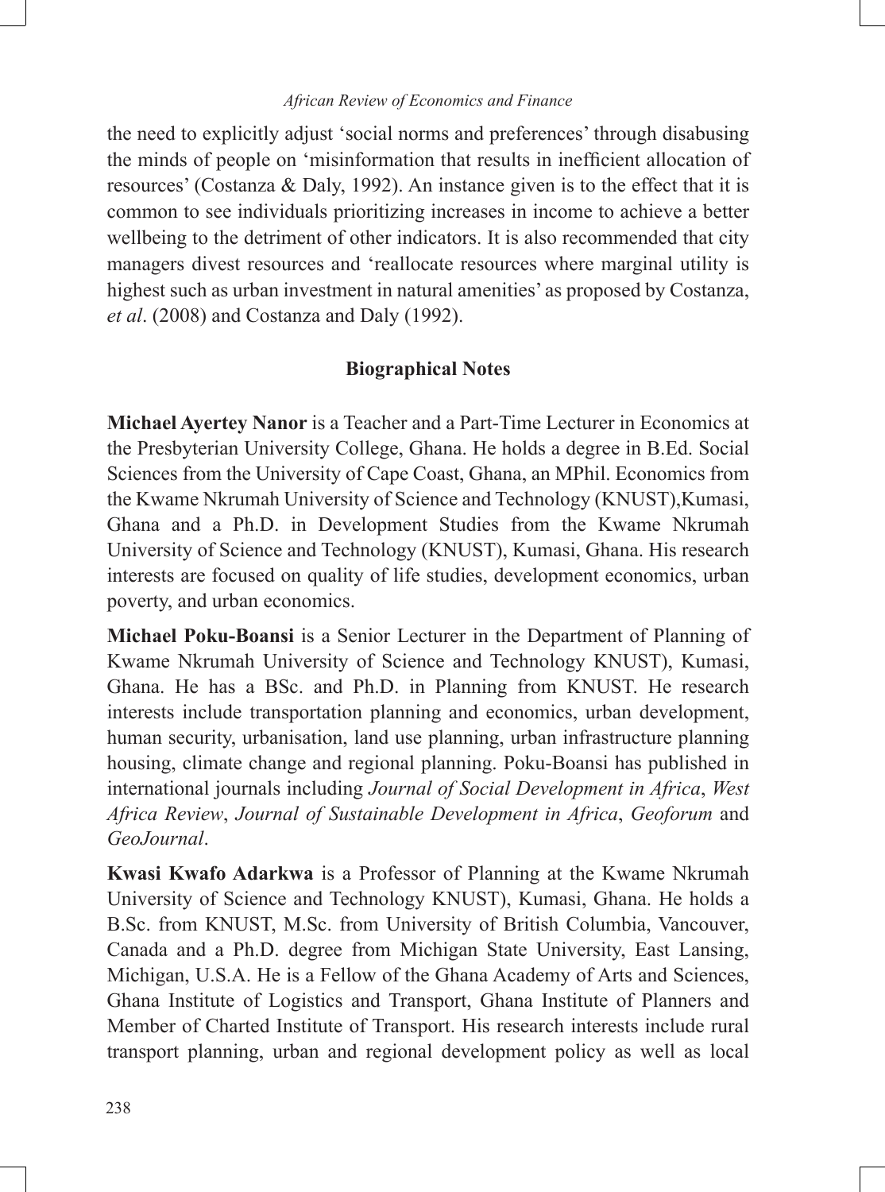the need to explicitly adjust 'social norms and preferences' through disabusing the minds of people on 'misinformation that results in inefficient allocation of resources' (Costanza & Daly, 1992). An instance given is to the effect that it is common to see individuals prioritizing increases in income to achieve a better wellbeing to the detriment of other indicators. It is also recommended that city managers divest resources and 'reallocate resources where marginal utility is highest such as urban investment in natural amenities' as proposed by Costanza, *et al*. (2008) and Costanza and Daly (1992).

## Biographical Notes

**Michael Ayertey Nanor** is a Teacher and a Part-Time Lecturer in Economics at the Presbyterian University College, Ghana. He holds a degree in B.Ed. Social Sciences from the University of Cape Coast, Ghana, an MPhil. Economics from the Kwame Nkrumah University of Science and Technology (KNUST),Kumasi, Ghana and a Ph.D. in Development Studies from the Kwame Nkrumah University of Science and Technology (KNUST), Kumasi, Ghana. His research interests are focused on quality of life studies, development economics, urban poverty, and urban economics.

**Michael Poku-Boansi** is a Senior Lecturer in the Department of Planning of Kwame Nkrumah University of Science and Technology KNUST), Kumasi, Ghana. He has a BSc. and Ph.D. in Planning from KNUST. He research interests include transportation planning and economics, urban development, human security, urbanisation, land use planning, urban infrastructure planning housing, climate change and regional planning. Poku-Boansi has published in international journals including *Journal of Social Development in Africa*, *West Africa Review*, *Journal of Sustainable Development in Africa*, *Geoforum* and *GeoJournal*.

**Kwasi Kwafo Adarkwa** is a Professor of Planning at the Kwame Nkrumah University of Science and Technology KNUST), Kumasi, Ghana. He holds a B.Sc. from KNUST, M.Sc. from University of British Columbia, Vancouver, Canada and a Ph.D. degree from Michigan State University, East Lansing, Michigan, U.S.A. He is a Fellow of the Ghana Academy of Arts and Sciences, Ghana Institute of Logistics and Transport, Ghana Institute of Planners and Member of Charted Institute of Transport. His research interests include rural transport planning, urban and regional development policy as well as local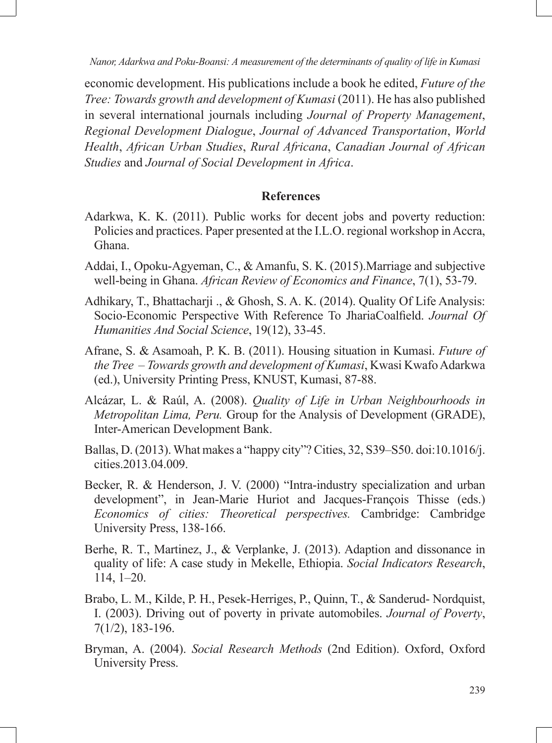economic development. His publications include a book he edited, *Future of the Tree: Towards growth and development of Kumasi* (2011). He has also published in several international journals including *Journal of Property Management*, *Regional Development Dialogue*, *Journal of Advanced Transportation*, *World Health*, *African Urban Studies*, *Rural Africana*, *Canadian Journal of African Studies* and *Journal of Social Development in Africa*.

## References

Adarkwa, K. K. (2011). Public works for decent jobs and poverty reduction: Policies and practices. Paper presented at the I.L.O. regional workshop in Accra, Ghana.

Addai, I., Opoku-Agyeman, C., & Amanfu, S. K. (2015).Marriage and subjective well-being in Ghana. *African Review of Economics and Finance*, 7(1), 53-79.

Adhikary, T., Bhattacharji ., & Ghosh, S. A. K. (2014). Quality Of Life Analysis: Socio-Economic Perspective With Reference To JhariaCoalfield. *Journal Of Humanities And Social Science*, 19(12), 33-45.

Afrane, S. & Asamoah, P. K. B. (2011). Housing situation in Kumasi. *Future of the Tree – Towards growth and development of Kumasi*, Kwasi Kwafo Adarkwa (ed.), University Printing Press, KNUST, Kumasi, 87-88.

Alcázar, L. & Raúl, A. (2008). *Quality of Life in Urban Neighbourhoods in Metropolitan Lima, Peru.* Group for the Analysis of Development (GRADE), Inter-American Development Bank.

Ballas, D. (2013). What makes a "happy city"? Cities, 32, S39–S50. doi:10.1016/j.cities.2013.04.009.

Becker, R. & Henderson, J. V. (2000) "Intra-industry specialization and urban development", in Jean-Marie Huriot and Jacques-François Thisse (eds.) *Economics of cities: Theoretical perspectives.* Cambridge: Cambridge University Press, 138-166.

Berhe, R. T., Martinez, J., & Verplanke, J. (2013). Adaption and dissonance in quality of life: A case study in Mekelle, Ethiopia. *Social Indicators Research*, 114, 1–20.

Brabo, L. M., Kilde, P. H., Pesek-Herriges, P., Quinn, T., & Sanderud- Nordquist, I. (2003). Driving out of poverty in private automobiles. *Journal of Poverty*, 7(1/2), 183-196.

Bryman, A. (2004). *Social Research Methods* (2nd Edition). Oxford, Oxford University Press.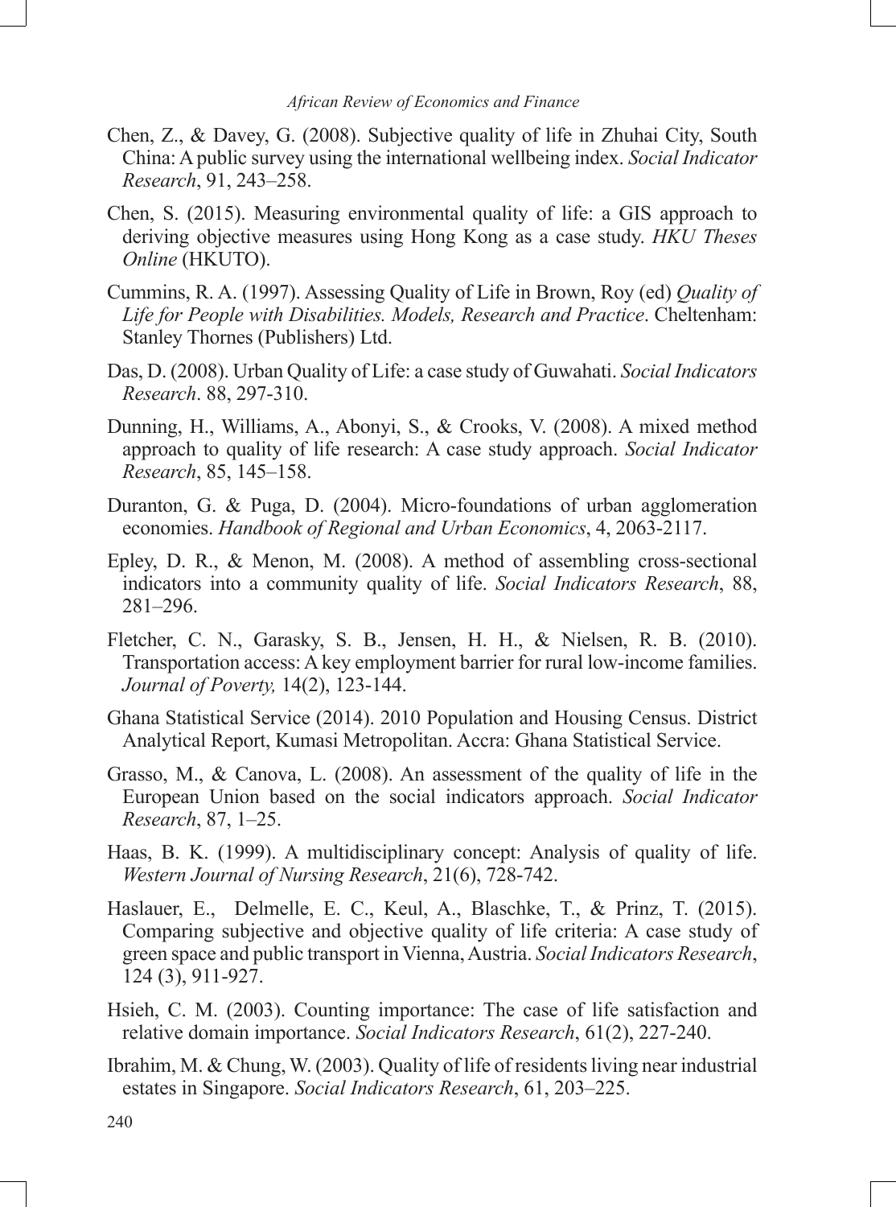Chen, Z., & Davey, G. (2008). Subjective quality of life in Zhuhai City, South China: A public survey using the international wellbeing index. *Social Indicator Research*, 91, 243–258.

Chen, S. (2015). Measuring environmental quality of life: a GIS approach to deriving objective measures using Hong Kong as a case study. *HKU Theses Online* (HKUTO).

Cummins, R. A. (1997). Assessing Quality of Life in Brown, Roy (ed) *Quality of Life for People with Disabilities. Models, Research and Practice*. Cheltenham: Stanley Thornes (Publishers) Ltd.

Das, D. (2008). Urban Quality of Life: a case study of Guwahati. *Social Indicators Research*. 88, 297-310.

Dunning, H., Williams, A., Abonyi, S., & Crooks, V. (2008). A mixed method approach to quality of life research: A case study approach. *Social Indicator Research*, 85, 145–158.

Duranton, G. & Puga, D. (2004). Micro-foundations of urban agglomeration economies. *Handbook of Regional and Urban Economics*, 4, 2063-2117.

Epley, D. R., & Menon, M. (2008). A method of assembling cross-sectional indicators into a community quality of life. *Social Indicators Research*, 88, 281–296.

Fletcher, C. N., Garasky, S. B., Jensen, H. H., & Nielsen, R. B. (2010). Transportation access: A key employment barrier for rural low-income families. *Journal of Poverty,* 14(2), 123-144.

Ghana Statistical Service (2014). 2010 Population and Housing Census. District Analytical Report, Kumasi Metropolitan. Accra: Ghana Statistical Service.

Grasso, M., & Canova, L. (2008). An assessment of the quality of life in the European Union based on the social indicators approach. *Social Indicator Research*, 87, 1–25.

Haas, B. K. (1999). A multidisciplinary concept: Analysis of quality of life. *Western Journal of Nursing Research*, 21(6), 728-742.

Haslauer, E., Delmelle, E. C., Keul, A., Blaschke, T., & Prinz, T. (2015). Comparing subjective and objective quality of life criteria: A case study of green space and public transport in Vienna, Austria. *Social Indicators Research*, 124 (3), 911-927.

Hsieh, C. M. (2003). Counting importance: The case of life satisfaction and relative domain importance. *Social Indicators Research*, 61(2), 227-240.

Ibrahim, M. & Chung, W. (2003). Quality of life of residents living near industrial estates in Singapore. *Social Indicators Research*, 61, 203–225.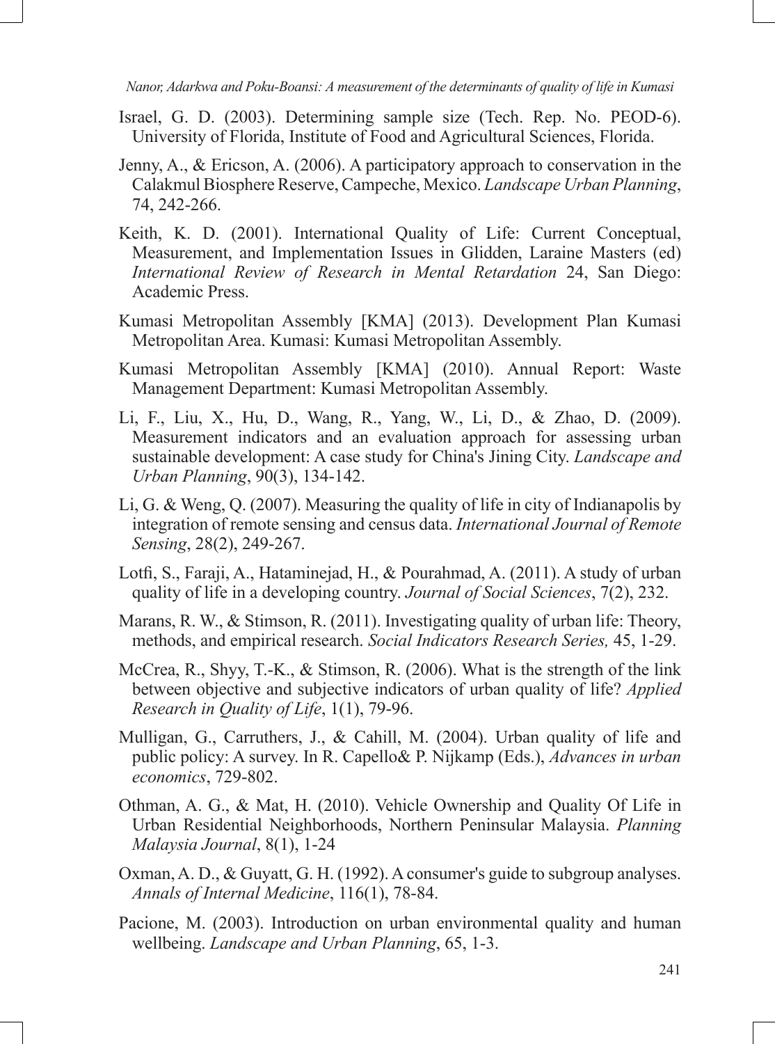Israel, G. D. (2003). Determining sample size (Tech. Rep. No. PEOD-6). University of Florida, Institute of Food and Agricultural Sciences, Florida.

Jenny, A., & Ericson, A. (2006). A participatory approach to conservation in the Calakmul Biosphere Reserve, Campeche, Mexico. *Landscape Urban Planning*, 74, 242-266.

Keith, K. D. (2001). International Quality of Life: Current Conceptual, Measurement, and Implementation Issues in Glidden, Laraine Masters (ed) *International Review of Research in Mental Retardation* 24, San Diego: Academic Press.

Kumasi Metropolitan Assembly [KMA] (2013). Development Plan Kumasi Metropolitan Area. Kumasi: Kumasi Metropolitan Assembly.

Kumasi Metropolitan Assembly [KMA] (2010). Annual Report: Waste Management Department: Kumasi Metropolitan Assembly.

Li, F., Liu, X., Hu, D., Wang, R., Yang, W., Li, D., & Zhao, D. (2009). Measurement indicators and an evaluation approach for assessing urban sustainable development: A case study for China's Jining City. *Landscape and Urban Planning*, 90(3), 134-142.

Li, G. & Weng, Q. (2007). Measuring the quality of life in city of Indianapolis by integration of remote sensing and census data. *International Journal of Remote Sensing*, 28(2), 249-267.

Lotfi, S., Faraji, A., Hataminejad, H., & Pourahmad, A. (2011). A study of urban quality of life in a developing country. *Journal of Social Sciences*, 7(2), 232.

Marans, R. W., & Stimson, R. (2011). Investigating quality of urban life: Theory, methods, and empirical research. *Social Indicators Research Series,* 45, 1-29.

McCrea, R., Shyy, T.-K., & Stimson, R. (2006). What is the strength of the link between objective and subjective indicators of urban quality of life? *Applied Research in Quality of Life*, 1(1), 79-96.

Mulligan, G., Carruthers, J., & Cahill, M. (2004). Urban quality of life and public policy: A survey. In R. Capello& P. Nijkamp (Eds.), *Advances in urban economics*, 729-802.

Othman, A. G., & Mat, H. (2010). Vehicle Ownership and Quality Of Life in Urban Residential Neighborhoods, Northern Peninsular Malaysia. *Planning Malaysia Journal*, 8(1), 1-24

Oxman, A. D., & Guyatt, G. H. (1992). A consumer's guide to subgroup analyses. *Annals of Internal Medicine*, 116(1), 78-84.

Pacione, M. (2003). Introduction on urban environmental quality and human wellbeing. *Landscape and Urban Planning*, 65, 1-3.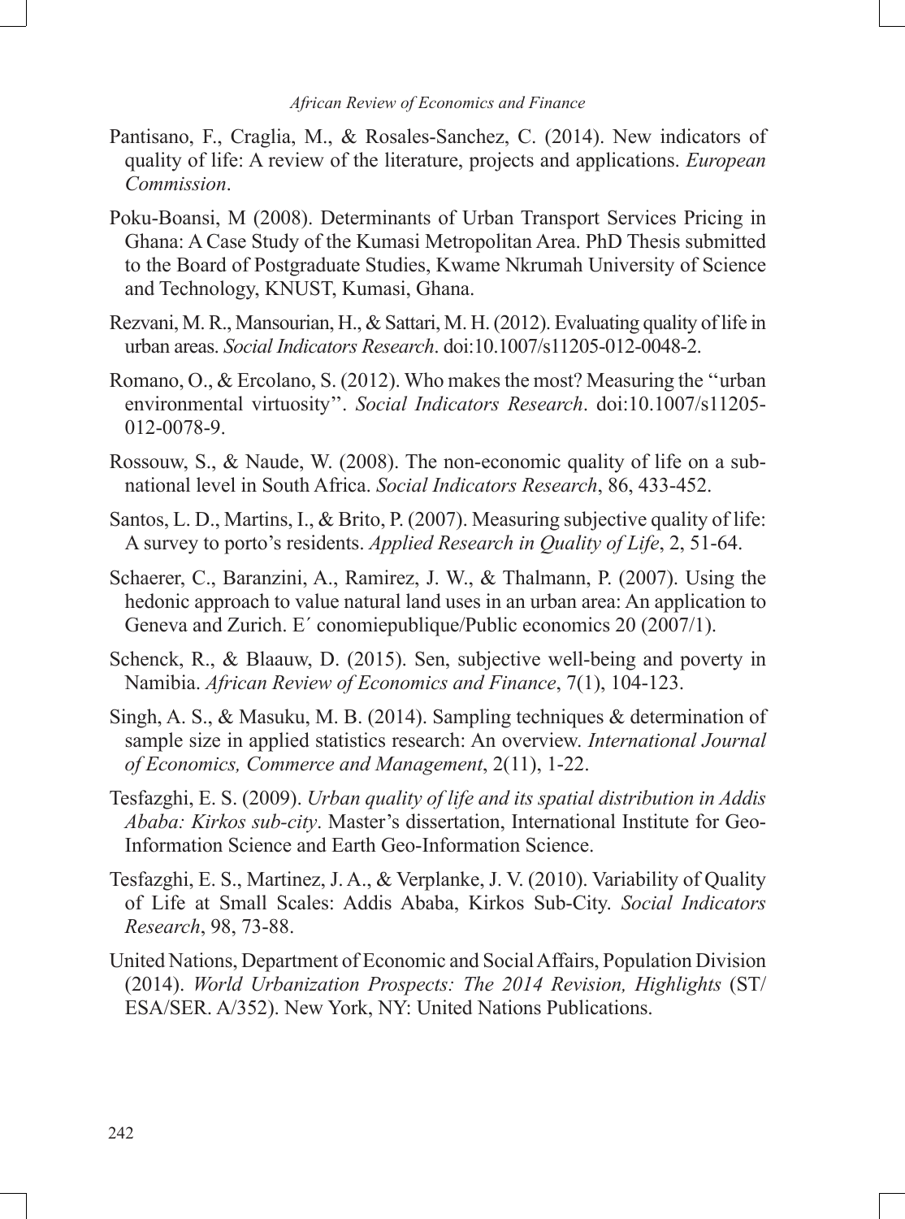Pantisano, F., Craglia, M., & Rosales-Sanchez, C. (2014). New indicators of quality of life: A review of the literature, projects and applications. *European Commission*.

Poku-Boansi, M (2008). Determinants of Urban Transport Services Pricing in Ghana: A Case Study of the Kumasi Metropolitan Area. PhD Thesis submitted to the Board of Postgraduate Studies, Kwame Nkrumah University of Science and Technology, KNUST, Kumasi, Ghana.

Rezvani, M. R., Mansourian, H., & Sattari, M. H. (2012). Evaluating quality of life in urban areas. *Social Indicators Research*. doi:10.1007/s11205-012-0048-2.

Romano, O., & Ercolano, S. (2012). Who makes the most? Measuring the ''urban environmental virtuosity''. *Social Indicators Research*. doi:10.1007/s11205-012-0078-9.

Rossouw, S., & Naude, W. (2008). The non-economic quality of life on a sub-national level in South Africa. *Social Indicators Research*, 86, 433-452.

Santos, L. D., Martins, I., & Brito, P. (2007). Measuring subjective quality of life: A survey to porto's residents. *Applied Research in Quality of Life*, 2, 51-64.

Schaerer, C., Baranzini, A., Ramirez, J. W., & Thalmann, P. (2007). Using the hedonic approach to value natural land uses in an urban area: An application to Geneva and Zurich. E´ conomiepublique/Public economics 20 (2007/1).

Schenck, R., & Blaauw, D. (2015). Sen, subjective well-being and poverty in Namibia. *African Review of Economics and Finance*, 7(1), 104-123.

Singh, A. S., & Masuku, M. B. (2014). Sampling techniques & determination of sample size in applied statistics research: An overview. *International Journal of Economics, Commerce and Management*, 2(11), 1-22.

Tesfazghi, E. S. (2009). *Urban quality of life and its spatial distribution in Addis Ababa: Kirkos sub-city*. Master's dissertation, International Institute for Geo-Information Science and Earth Geo-Information Science.

Tesfazghi, E. S., Martinez, J. A., & Verplanke, J. V. (2010). Variability of Quality of Life at Small Scales: Addis Ababa, Kirkos Sub-City. *Social Indicators Research*, 98, 73-88.

United Nations, Department of Economic and Social Affairs, Population Division (2014). *World Urbanization Prospects: The 2014 Revision, Highlights* (ST/ESA/SER. A/352). New York, NY: United Nations Publications.